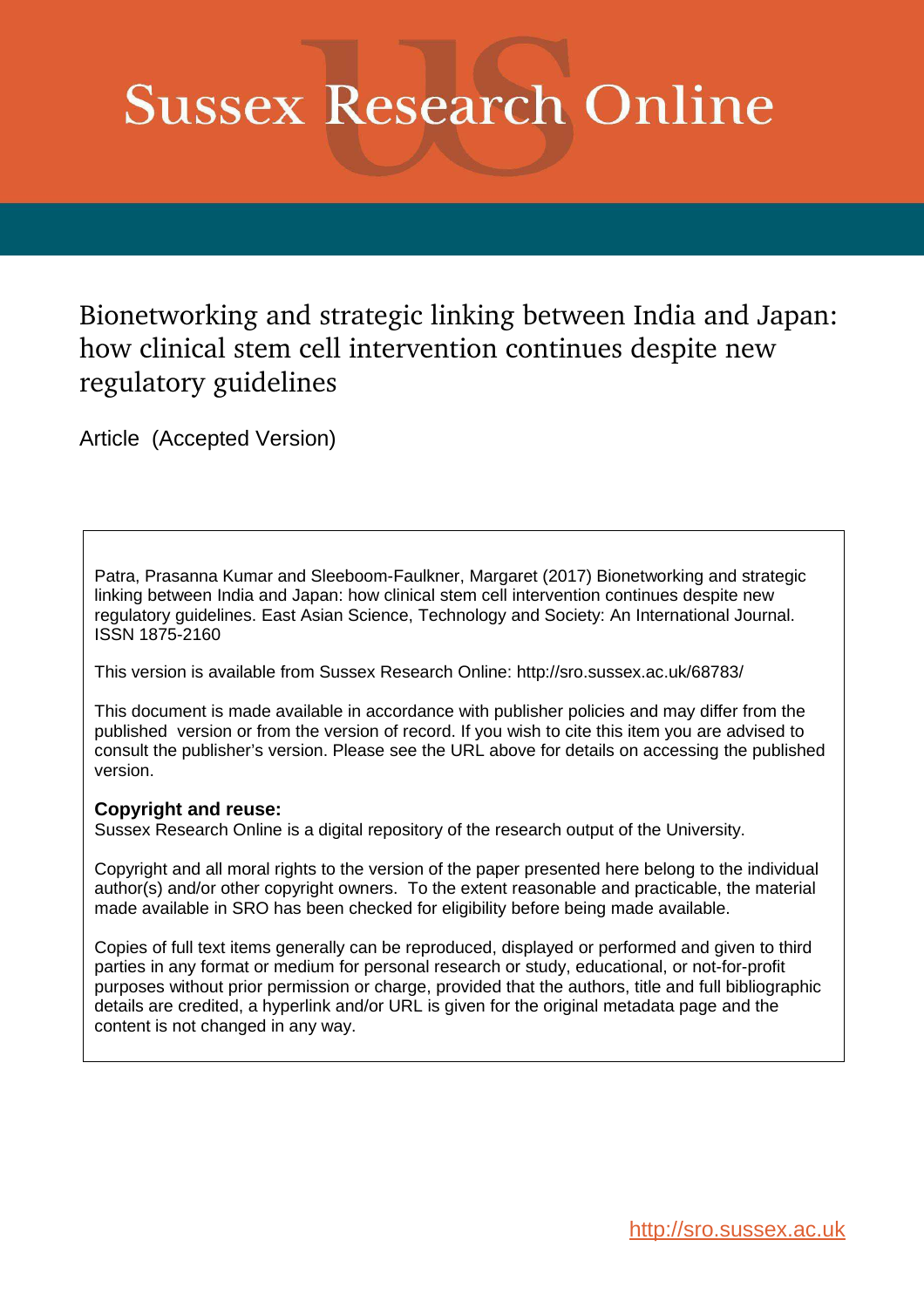# Sussex Research Online

## Bionetworking and strategic linking between India and Japan: how clinical stem cell intervention continues despite new regulatory guidelines

Article (Accepted Version)

Patra, Prasanna Kumar and Sleeboom-Faulkner, Margaret (2017) Bionetworking and strategic linking between India and Japan: how clinical stem cell intervention continues despite new regulatory guidelines. East Asian Science, Technology and Society: An International Journal. ISSN 1875-2160

This version is available from Sussex Research Online: http://sro.sussex.ac.uk/68783/

This document is made available in accordance with publisher policies and may differ from the published version or from the version of record. If you wish to cite this item you are advised to consult the publisher's version. Please see the URL above for details on accessing the published version.

**Copyright and reuse:**
Sussex Research Online is a digital repository of the research output of the University.

Copyright and all moral rights to the version of the paper presented here belong to the individual author(s) and/or other copyright owners. To the extent reasonable and practicable, the material made available in SRO has been checked for eligibility before being made available.

Copies of full text items generally can be reproduced, displayed or performed and given to third parties in any format or medium for personal research or study, educational, or not-for-profit purposes without prior permission or charge, provided that the authors, title and full bibliographic details are credited, a hyperlink and/or URL is given for the original metadata page and the content is not changed in any way.

http://sro.sussex.ac.uk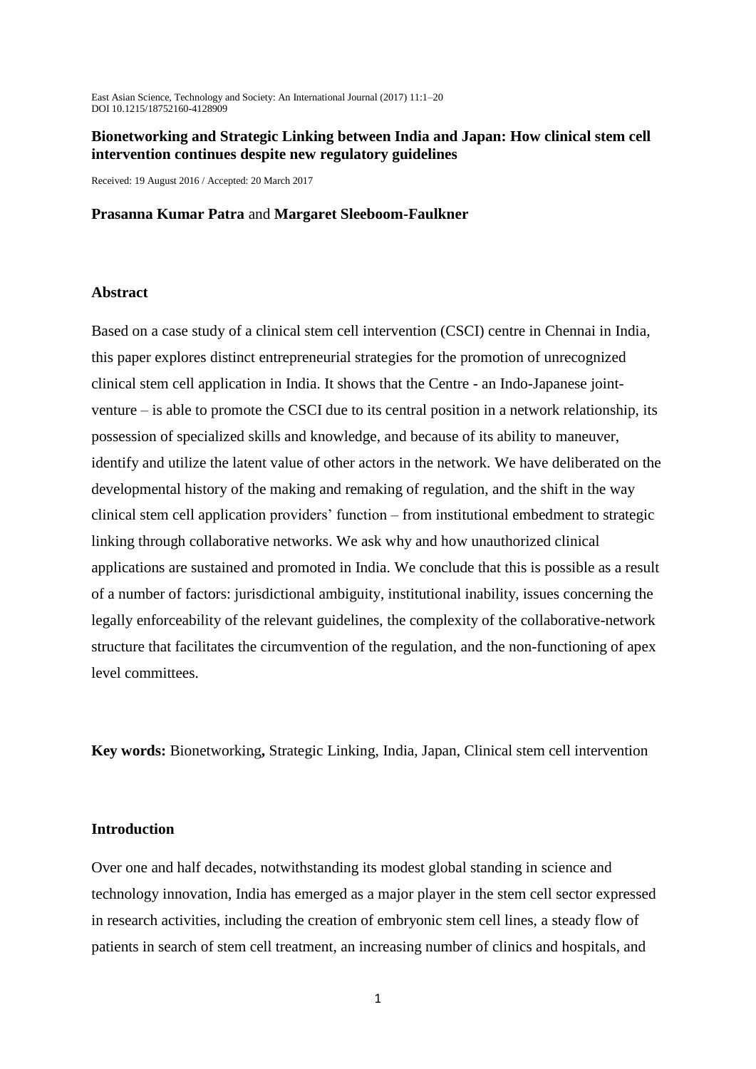East Asian Science, Technology and Society: An International Journal (2017) 11:1–20
DOI 10.1215/18752160-4128909

**Bionetworking and Strategic Linking between India and Japan: How clinical stem cell intervention continues despite new regulatory guidelines**

Received: 19 August 2016 / Accepted: 20 March 2017

**Prasanna Kumar Patra** and **Margaret Sleeboom-Faulkner**

## Abstract

Based on a case study of a clinical stem cell intervention (CSCI) centre in Chennai in India, this paper explores distinct entrepreneurial strategies for the promotion of unrecognized clinical stem cell application in India. It shows that the Centre - an Indo-Japanese joint-venture – is able to promote the CSCI due to its central position in a network relationship, its possession of specialized skills and knowledge, and because of its ability to maneuver, identify and utilize the latent value of other actors in the network. We have deliberated on the developmental history of the making and remaking of regulation, and the shift in the way clinical stem cell application providers' function – from institutional embedment to strategic linking through collaborative networks. We ask why and how unauthorized clinical applications are sustained and promoted in India. We conclude that this is possible as a result of a number of factors: jurisdictional ambiguity, institutional inability, issues concerning the legally enforceability of the relevant guidelines, the complexity of the collaborative-network structure that facilitates the circumvention of the regulation, and the non-functioning of apex level committees.

**Key words:** Bionetworking**,** Strategic Linking, India, Japan, Clinical stem cell intervention

## Introduction

Over one and half decades, notwithstanding its modest global standing in science and technology innovation, India has emerged as a major player in the stem cell sector expressed in research activities, including the creation of embryonic stem cell lines, a steady flow of patients in search of stem cell treatment, an increasing number of clinics and hospitals, and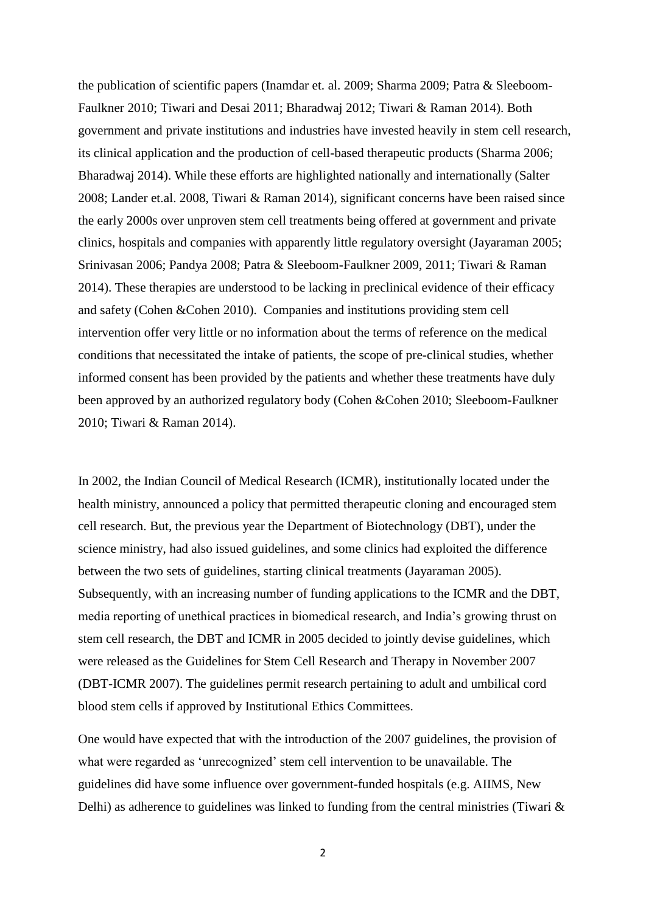the publication of scientific papers (Inamdar et. al. 2009; Sharma 2009; Patra & Sleeboom-Faulkner 2010; Tiwari and Desai 2011; Bharadwaj 2012; Tiwari & Raman 2014). Both government and private institutions and industries have invested heavily in stem cell research, its clinical application and the production of cell-based therapeutic products (Sharma 2006; Bharadwaj 2014). While these efforts are highlighted nationally and internationally (Salter 2008; Lander et.al. 2008, Tiwari & Raman 2014), significant concerns have been raised since the early 2000s over unproven stem cell treatments being offered at government and private clinics, hospitals and companies with apparently little regulatory oversight (Jayaraman 2005; Srinivasan 2006; Pandya 2008; Patra & Sleeboom-Faulkner 2009, 2011; Tiwari & Raman 2014). These therapies are understood to be lacking in preclinical evidence of their efficacy and safety (Cohen &Cohen 2010). Companies and institutions providing stem cell intervention offer very little or no information about the terms of reference on the medical conditions that necessitated the intake of patients, the scope of pre-clinical studies, whether informed consent has been provided by the patients and whether these treatments have duly been approved by an authorized regulatory body (Cohen &Cohen 2010; Sleeboom-Faulkner 2010; Tiwari & Raman 2014).

In 2002, the Indian Council of Medical Research (ICMR), institutionally located under the health ministry, announced a policy that permitted therapeutic cloning and encouraged stem cell research. But, the previous year the Department of Biotechnology (DBT), under the science ministry, had also issued guidelines, and some clinics had exploited the difference between the two sets of guidelines, starting clinical treatments (Jayaraman 2005). Subsequently, with an increasing number of funding applications to the ICMR and the DBT, media reporting of unethical practices in biomedical research, and India's growing thrust on stem cell research, the DBT and ICMR in 2005 decided to jointly devise guidelines, which were released as the Guidelines for Stem Cell Research and Therapy in November 2007 (DBT-ICMR 2007). The guidelines permit research pertaining to adult and umbilical cord blood stem cells if approved by Institutional Ethics Committees.

One would have expected that with the introduction of the 2007 guidelines, the provision of what were regarded as 'unrecognized' stem cell intervention to be unavailable. The guidelines did have some influence over government-funded hospitals (e.g. AIIMS, New Delhi) as adherence to guidelines was linked to funding from the central ministries (Tiwari &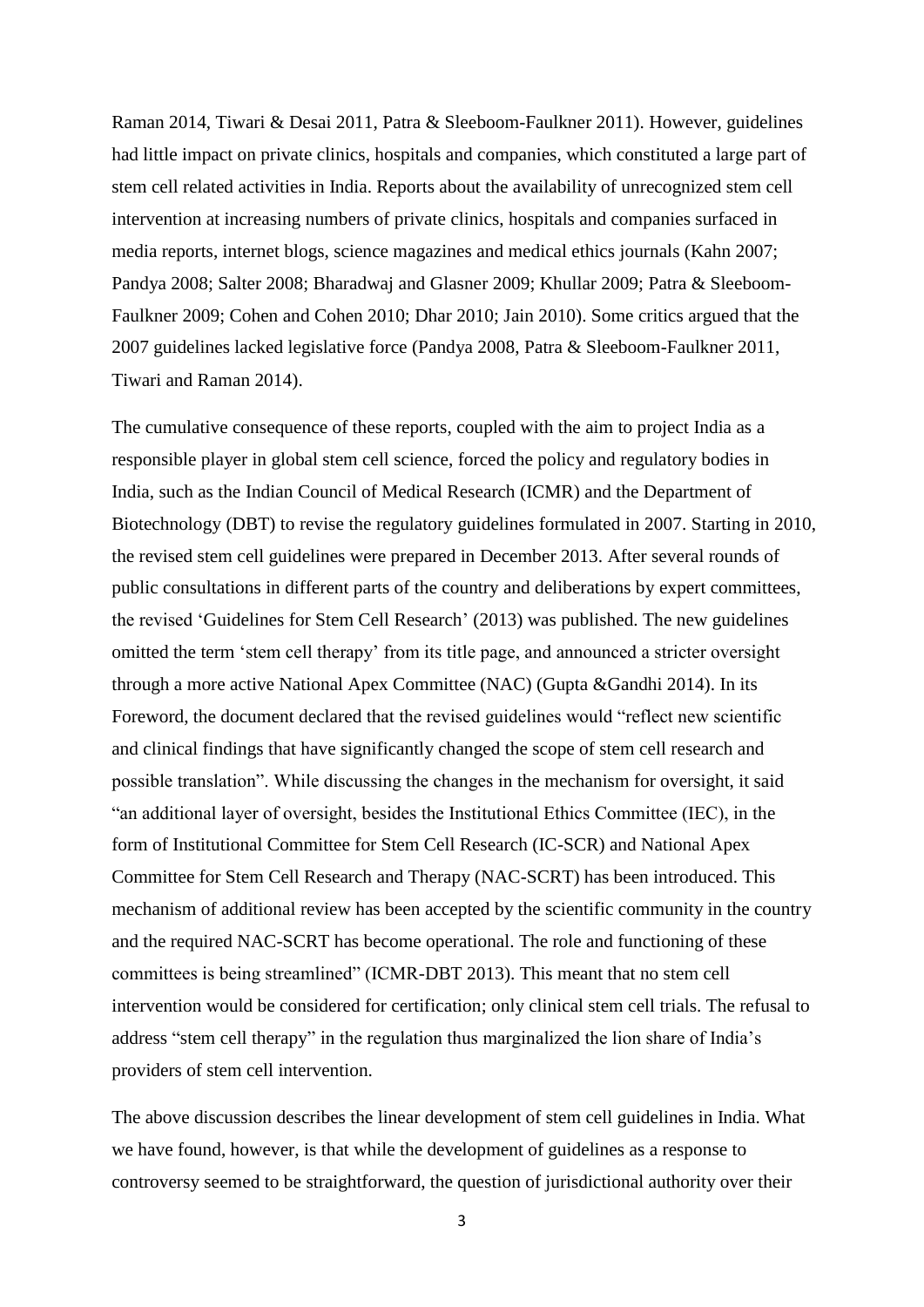Raman 2014, Tiwari & Desai 2011, Patra & Sleeboom-Faulkner 2011). However, guidelines had little impact on private clinics, hospitals and companies, which constituted a large part of stem cell related activities in India. Reports about the availability of unrecognized stem cell intervention at increasing numbers of private clinics, hospitals and companies surfaced in media reports, internet blogs, science magazines and medical ethics journals (Kahn 2007; Pandya 2008; Salter 2008; Bharadwaj and Glasner 2009; Khullar 2009; Patra & Sleeboom-Faulkner 2009; Cohen and Cohen 2010; Dhar 2010; Jain 2010). Some critics argued that the 2007 guidelines lacked legislative force (Pandya 2008, Patra & Sleeboom-Faulkner 2011, Tiwari and Raman 2014).

The cumulative consequence of these reports, coupled with the aim to project India as a responsible player in global stem cell science, forced the policy and regulatory bodies in India, such as the Indian Council of Medical Research (ICMR) and the Department of Biotechnology (DBT) to revise the regulatory guidelines formulated in 2007. Starting in 2010, the revised stem cell guidelines were prepared in December 2013. After several rounds of public consultations in different parts of the country and deliberations by expert committees, the revised 'Guidelines for Stem Cell Research' (2013) was published. The new guidelines omitted the term 'stem cell therapy' from its title page, and announced a stricter oversight through a more active National Apex Committee (NAC) (Gupta &Gandhi 2014). In its Foreword, the document declared that the revised guidelines would "reflect new scientific and clinical findings that have significantly changed the scope of stem cell research and possible translation". While discussing the changes in the mechanism for oversight, it said "an additional layer of oversight, besides the Institutional Ethics Committee (IEC), in the form of Institutional Committee for Stem Cell Research (IC-SCR) and National Apex Committee for Stem Cell Research and Therapy (NAC-SCRT) has been introduced. This mechanism of additional review has been accepted by the scientific community in the country and the required NAC-SCRT has become operational. The role and functioning of these committees is being streamlined" (ICMR-DBT 2013). This meant that no stem cell intervention would be considered for certification; only clinical stem cell trials. The refusal to address "stem cell therapy" in the regulation thus marginalized the lion share of India's providers of stem cell intervention.

The above discussion describes the linear development of stem cell guidelines in India. What we have found, however, is that while the development of guidelines as a response to controversy seemed to be straightforward, the question of jurisdictional authority over their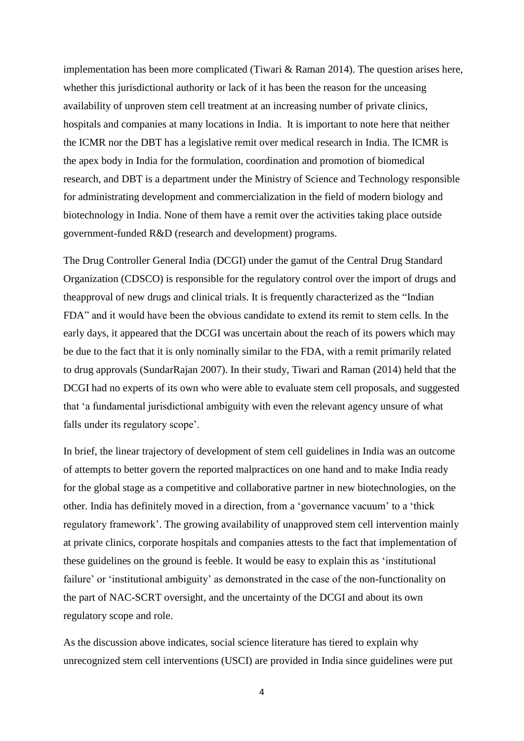implementation has been more complicated (Tiwari & Raman 2014). The question arises here, whether this jurisdictional authority or lack of it has been the reason for the unceasing availability of unproven stem cell treatment at an increasing number of private clinics, hospitals and companies at many locations in India. It is important to note here that neither the ICMR nor the DBT has a legislative remit over medical research in India. The ICMR is the apex body in India for the formulation, coordination and promotion of biomedical research, and DBT is a department under the Ministry of Science and Technology responsible for administrating development and commercialization in the field of modern biology and biotechnology in India. None of them have a remit over the activities taking place outside government-funded R&D (research and development) programs.

The Drug Controller General India (DCGI) under the gamut of the Central Drug Standard Organization (CDSCO) is responsible for the regulatory control over the import of drugs and theapproval of new drugs and clinical trials. It is frequently characterized as the "Indian FDA" and it would have been the obvious candidate to extend its remit to stem cells. In the early days, it appeared that the DCGI was uncertain about the reach of its powers which may be due to the fact that it is only nominally similar to the FDA, with a remit primarily related to drug approvals (SundarRajan 2007). In their study, Tiwari and Raman (2014) held that the DCGI had no experts of its own who were able to evaluate stem cell proposals, and suggested that 'a fundamental jurisdictional ambiguity with even the relevant agency unsure of what falls under its regulatory scope'.

In brief, the linear trajectory of development of stem cell guidelines in India was an outcome of attempts to better govern the reported malpractices on one hand and to make India ready for the global stage as a competitive and collaborative partner in new biotechnologies, on the other. India has definitely moved in a direction, from a 'governance vacuum' to a 'thick regulatory framework'. The growing availability of unapproved stem cell intervention mainly at private clinics, corporate hospitals and companies attests to the fact that implementation of these guidelines on the ground is feeble. It would be easy to explain this as 'institutional failure' or 'institutional ambiguity' as demonstrated in the case of the non-functionality on the part of NAC-SCRT oversight, and the uncertainty of the DCGI and about its own regulatory scope and role.

As the discussion above indicates, social science literature has tiered to explain why unrecognized stem cell interventions (USCI) are provided in India since guidelines were put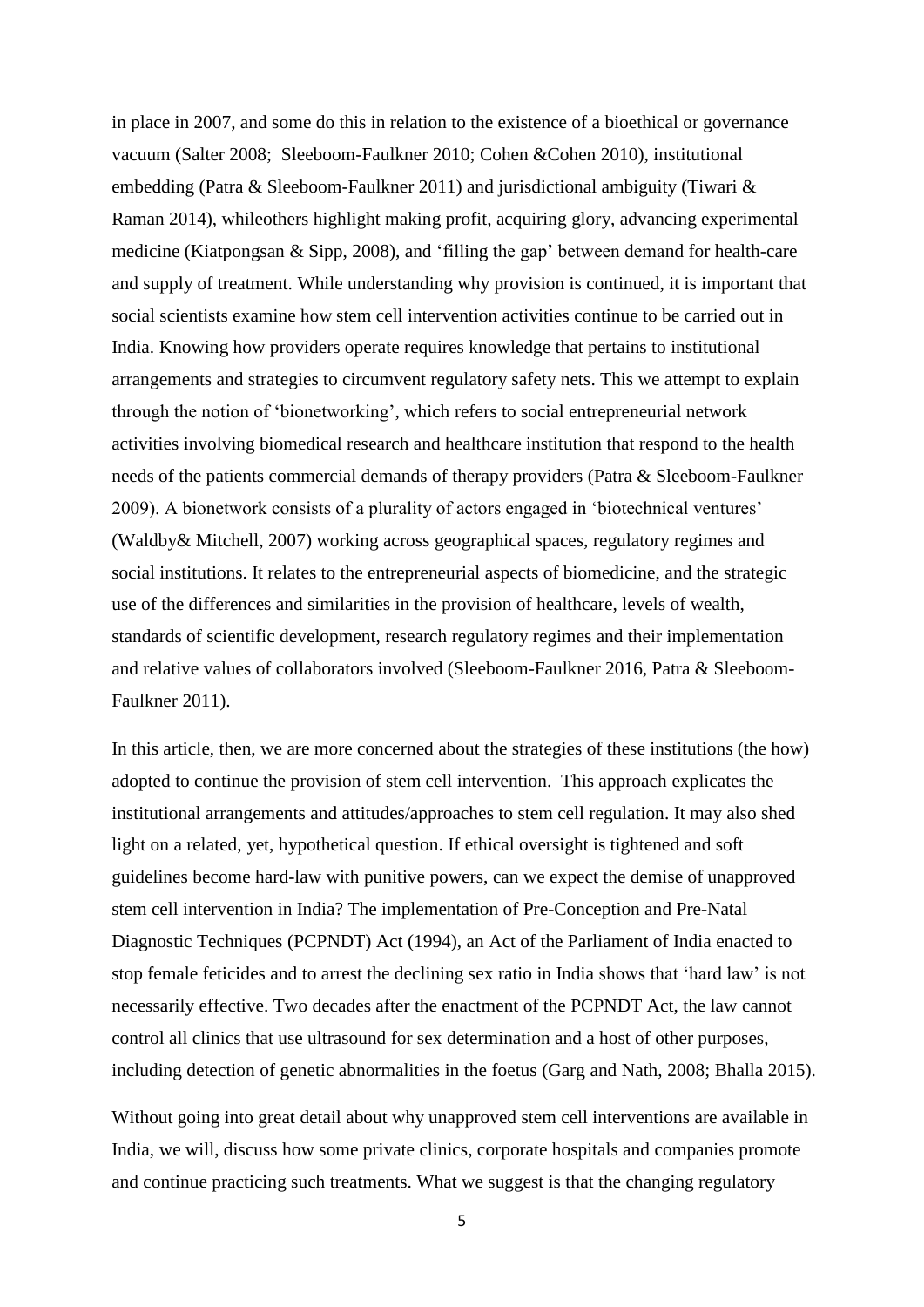in place in 2007, and some do this in relation to the existence of a bioethical or governance vacuum (Salter 2008;  Sleeboom-Faulkner 2010; Cohen &Cohen 2010), institutional embedding (Patra & Sleeboom-Faulkner 2011) and jurisdictional ambiguity (Tiwari & Raman 2014), whileothers highlight making profit, acquiring glory, advancing experimental medicine (Kiatpongsan & Sipp, 2008), and 'filling the gap' between demand for health-care and supply of treatment. While understanding why provision is continued, it is important that social scientists examine how stem cell intervention activities continue to be carried out in India. Knowing how providers operate requires knowledge that pertains to institutional arrangements and strategies to circumvent regulatory safety nets. This we attempt to explain through the notion of 'bionetworking', which refers to social entrepreneurial network activities involving biomedical research and healthcare institution that respond to the health needs of the patients commercial demands of therapy providers (Patra & Sleeboom-Faulkner 2009). A bionetwork consists of a plurality of actors engaged in 'biotechnical ventures' (Waldby& Mitchell, 2007) working across geographical spaces, regulatory regimes and social institutions. It relates to the entrepreneurial aspects of biomedicine, and the strategic use of the differences and similarities in the provision of healthcare, levels of wealth, standards of scientific development, research regulatory regimes and their implementation and relative values of collaborators involved (Sleeboom-Faulkner 2016, Patra & Sleeboom-Faulkner 2011).

In this article, then, we are more concerned about the strategies of these institutions (the how) adopted to continue the provision of stem cell intervention.  This approach explicates the institutional arrangements and attitudes/approaches to stem cell regulation. It may also shed light on a related, yet, hypothetical question. If ethical oversight is tightened and soft guidelines become hard-law with punitive powers, can we expect the demise of unapproved stem cell intervention in India? The implementation of Pre-Conception and Pre-Natal Diagnostic Techniques (PCPNDT) Act (1994), an Act of the Parliament of India enacted to stop female feticides and to arrest the declining sex ratio in India shows that 'hard law' is not necessarily effective. Two decades after the enactment of the PCPNDT Act, the law cannot control all clinics that use ultrasound for sex determination and a host of other purposes, including detection of genetic abnormalities in the foetus (Garg and Nath, 2008; Bhalla 2015).

Without going into great detail about why unapproved stem cell interventions are available in India, we will, discuss how some private clinics, corporate hospitals and companies promote and continue practicing such treatments. What we suggest is that the changing regulatory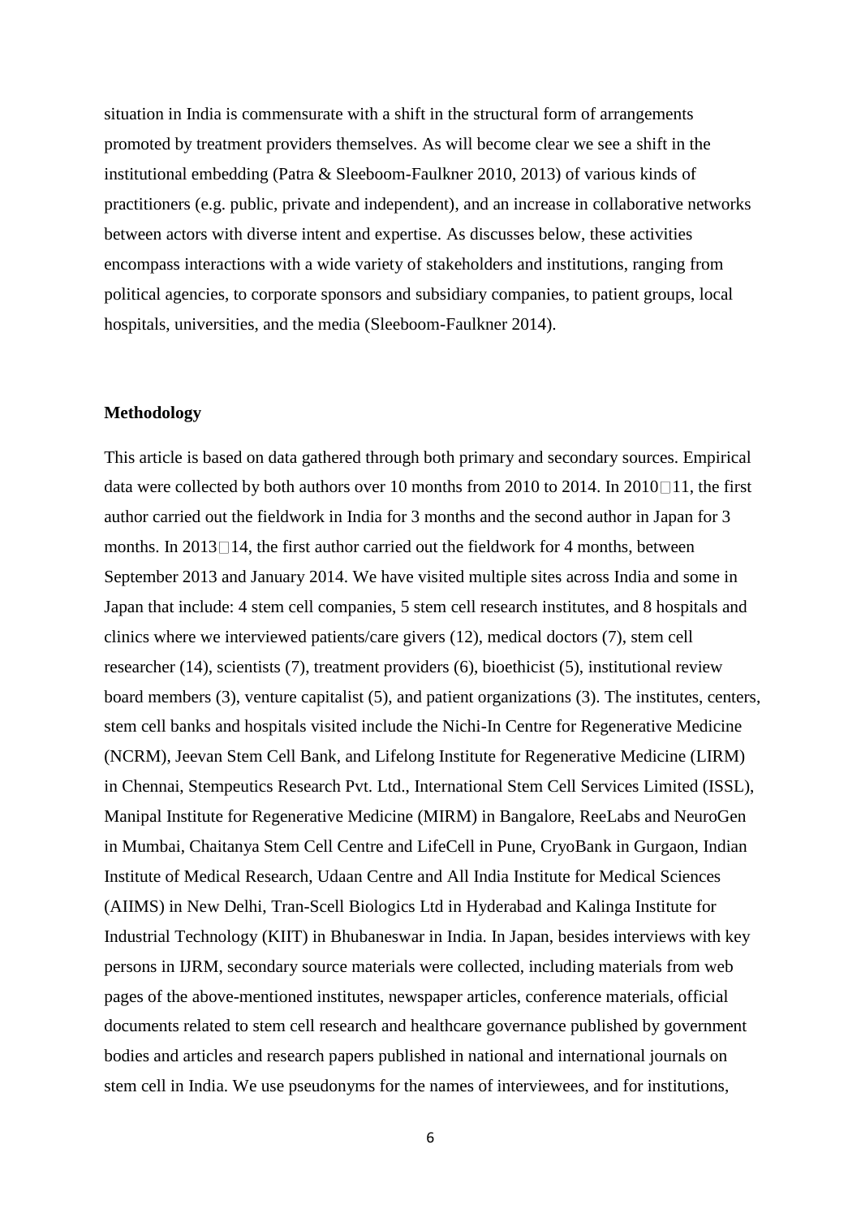situation in India is commensurate with a shift in the structural form of arrangements promoted by treatment providers themselves. As will become clear we see a shift in the institutional embedding (Patra & Sleeboom-Faulkner 2010, 2013) of various kinds of practitioners (e.g. public, private and independent), and an increase in collaborative networks between actors with diverse intent and expertise. As discusses below, these activities encompass interactions with a wide variety of stakeholders and institutions, ranging from political agencies, to corporate sponsors and subsidiary companies, to patient groups, local hospitals, universities, and the media (Sleeboom-Faulkner 2014).

**Methodology**

This article is based on data gathered through both primary and secondary sources. Empirical data were collected by both authors over 10 months from 2010 to 2014. In 2010□11, the first author carried out the fieldwork in India for 3 months and the second author in Japan for 3 months. In 2013□14, the first author carried out the fieldwork for 4 months, between September 2013 and January 2014. We have visited multiple sites across India and some in Japan that include: 4 stem cell companies, 5 stem cell research institutes, and 8 hospitals and clinics where we interviewed patients/care givers (12), medical doctors (7), stem cell researcher (14), scientists (7), treatment providers (6), bioethicist (5), institutional review board members (3), venture capitalist (5), and patient organizations (3). The institutes, centers, stem cell banks and hospitals visited include the Nichi-In Centre for Regenerative Medicine (NCRM), Jeevan Stem Cell Bank, and Lifelong Institute for Regenerative Medicine (LIRM) in Chennai, Stempeutics Research Pvt. Ltd., International Stem Cell Services Limited (ISSL), Manipal Institute for Regenerative Medicine (MIRM) in Bangalore, ReeLabs and NeuroGen in Mumbai, Chaitanya Stem Cell Centre and LifeCell in Pune, CryoBank in Gurgaon, Indian Institute of Medical Research, Udaan Centre and All India Institute for Medical Sciences (AIIMS) in New Delhi, Tran-Scell Biologics Ltd in Hyderabad and Kalinga Institute for Industrial Technology (KIIT) in Bhubaneswar in India. In Japan, besides interviews with key persons in IJRM, secondary source materials were collected, including materials from web pages of the above-mentioned institutes, newspaper articles, conference materials, official documents related to stem cell research and healthcare governance published by government bodies and articles and research papers published in national and international journals on stem cell in India. We use pseudonyms for the names of interviewees, and for institutions,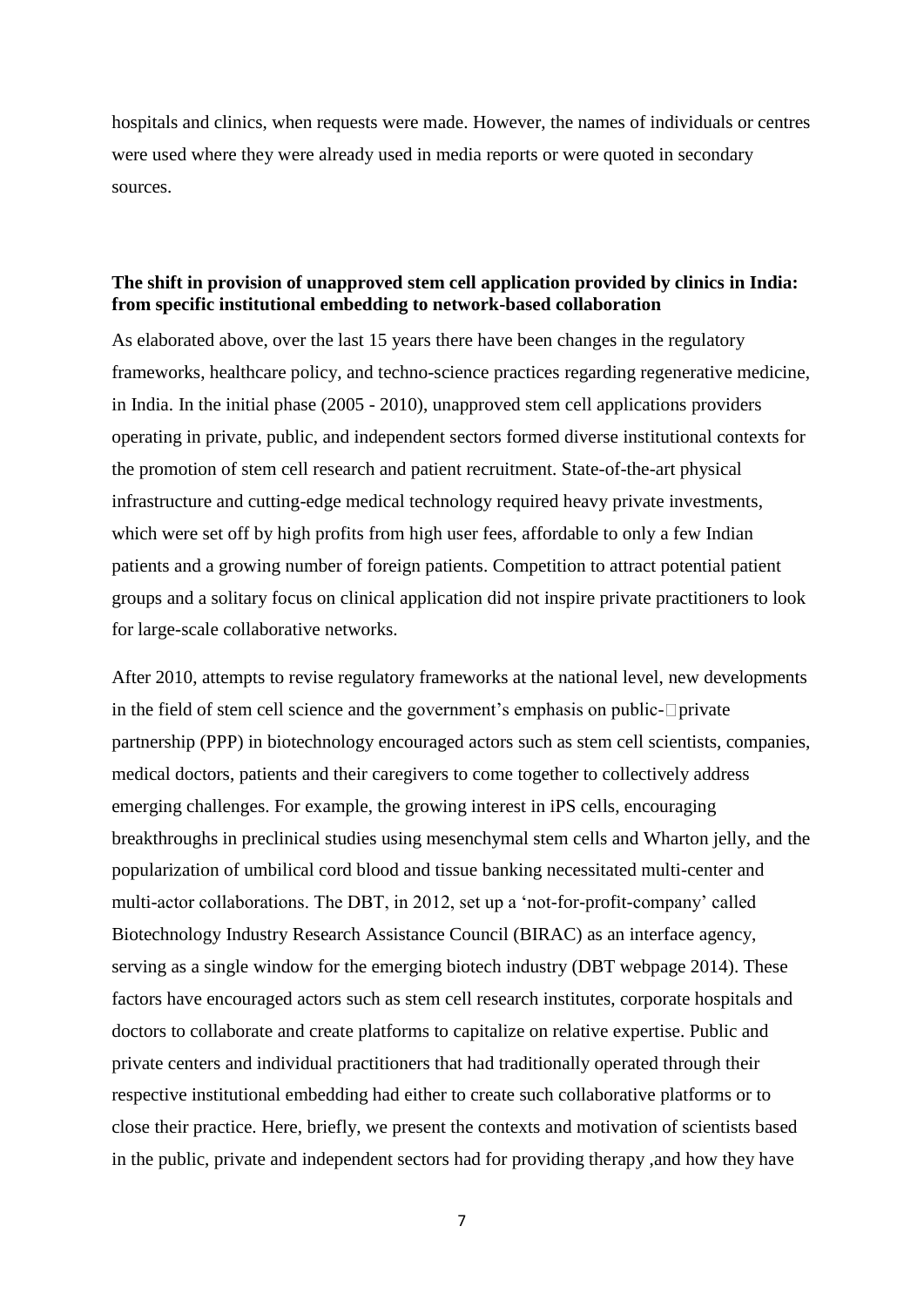hospitals and clinics, when requests were made. However, the names of individuals or centres were used where they were already used in media reports or were quoted in secondary sources.

### The shift in provision of unapproved stem cell application provided by clinics in India: from specific institutional embedding to network-based collaboration

As elaborated above, over the last 15 years there have been changes in the regulatory frameworks, healthcare policy, and techno-science practices regarding regenerative medicine, in India. In the initial phase (2005 - 2010), unapproved stem cell applications providers operating in private, public, and independent sectors formed diverse institutional contexts for the promotion of stem cell research and patient recruitment. State-of-the-art physical infrastructure and cutting-edge medical technology required heavy private investments, which were set off by high profits from high user fees, affordable to only a few Indian patients and a growing number of foreign patients. Competition to attract potential patient groups and a solitary focus on clinical application did not inspire private practitioners to look for large-scale collaborative networks.

After 2010, attempts to revise regulatory frameworks at the national level, new developments in the field of stem cell science and the government's emphasis on public-private partnership (PPP) in biotechnology encouraged actors such as stem cell scientists, companies, medical doctors, patients and their caregivers to come together to collectively address emerging challenges. For example, the growing interest in iPS cells, encouraging breakthroughs in preclinical studies using mesenchymal stem cells and Wharton jelly, and the popularization of umbilical cord blood and tissue banking necessitated multi-center and multi-actor collaborations. The DBT, in 2012, set up a 'not-for-profit-company' called Biotechnology Industry Research Assistance Council (BIRAC) as an interface agency, serving as a single window for the emerging biotech industry (DBT webpage 2014). These factors have encouraged actors such as stem cell research institutes, corporate hospitals and doctors to collaborate and create platforms to capitalize on relative expertise. Public and private centers and individual practitioners that had traditionally operated through their respective institutional embedding had either to create such collaborative platforms or to close their practice. Here, briefly, we present the contexts and motivation of scientists based in the public, private and independent sectors had for providing therapy ,and how they have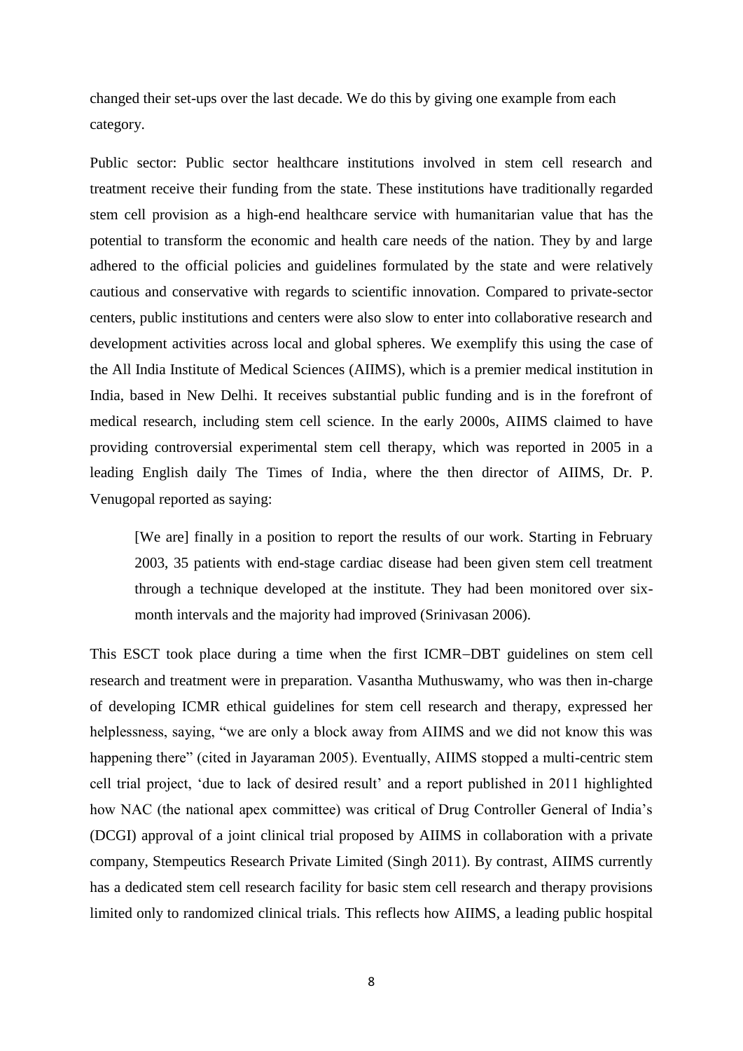changed their set-ups over the last decade. We do this by giving one example from each category.

Public sector: Public sector healthcare institutions involved in stem cell research and treatment receive their funding from the state. These institutions have traditionally regarded stem cell provision as a high-end healthcare service with humanitarian value that has the potential to transform the economic and health care needs of the nation. They by and large adhered to the official policies and guidelines formulated by the state and were relatively cautious and conservative with regards to scientific innovation. Compared to private-sector centers, public institutions and centers were also slow to enter into collaborative research and development activities across local and global spheres. We exemplify this using the case of the All India Institute of Medical Sciences (AIIMS), which is a premier medical institution in India, based in New Delhi. It receives substantial public funding and is in the forefront of medical research, including stem cell science. In the early 2000s, AIIMS claimed to have providing controversial experimental stem cell therapy, which was reported in 2005 in a leading English daily The Times of India, where the then director of AIIMS, Dr. P. Venugopal reported as saying:

> [We are] finally in a position to report the results of our work. Starting in February 2003, 35 patients with end-stage cardiac disease had been given stem cell treatment through a technique developed at the institute. They had been monitored over six-month intervals and the majority had improved (Srinivasan 2006).

This ESCT took place during a time when the first ICMR–DBT guidelines on stem cell research and treatment were in preparation. Vasantha Muthuswamy, who was then in-charge of developing ICMR ethical guidelines for stem cell research and therapy, expressed her helplessness, saying, "we are only a block away from AIIMS and we did not know this was happening there" (cited in Jayaraman 2005). Eventually, AIIMS stopped a multi-centric stem cell trial project, 'due to lack of desired result' and a report published in 2011 highlighted how NAC (the national apex committee) was critical of Drug Controller General of India's (DCGI) approval of a joint clinical trial proposed by AIIMS in collaboration with a private company, Stempeutics Research Private Limited (Singh 2011). By contrast, AIIMS currently has a dedicated stem cell research facility for basic stem cell research and therapy provisions limited only to randomized clinical trials. This reflects how AIIMS, a leading public hospital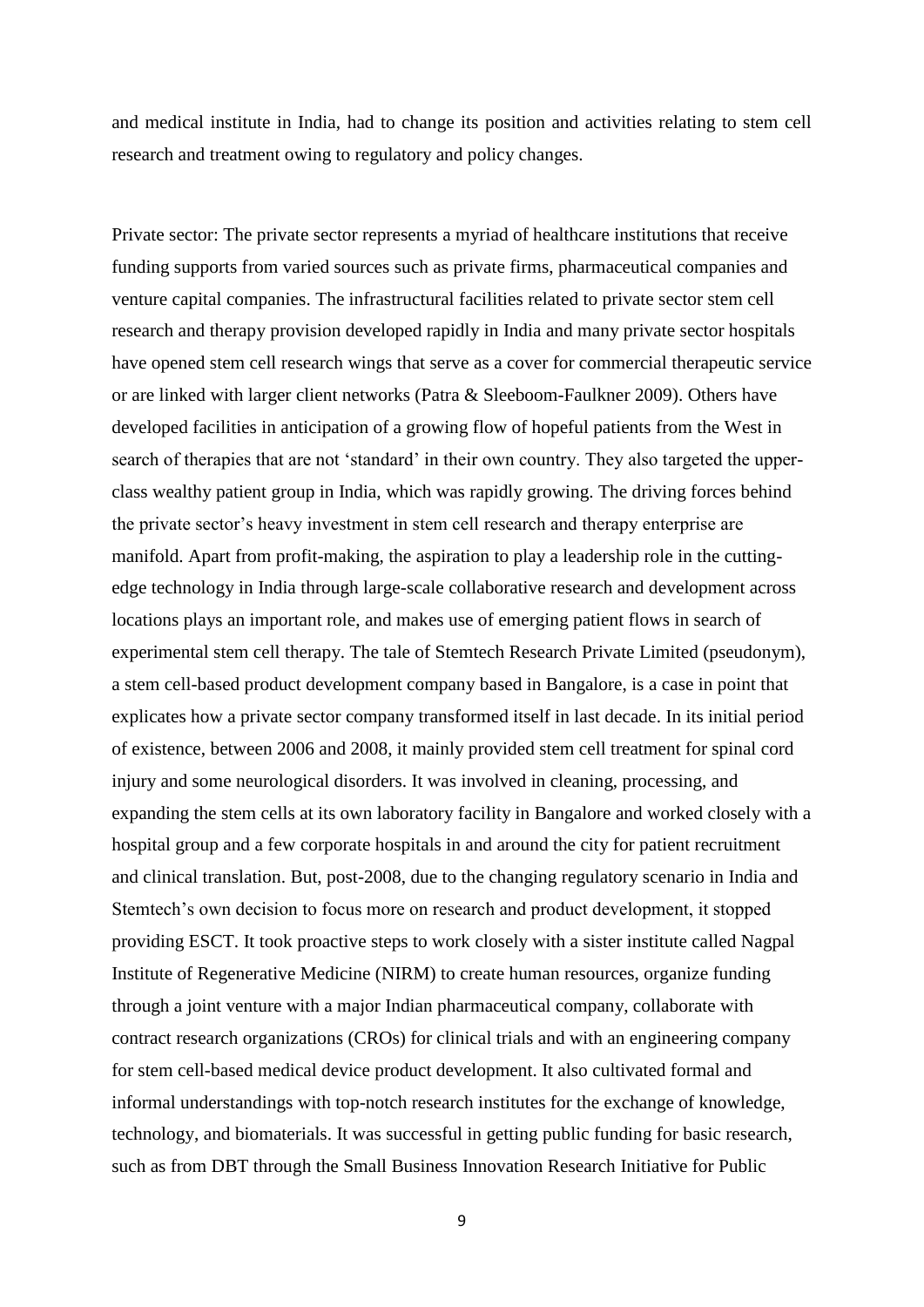and medical institute in India, had to change its position and activities relating to stem cell research and treatment owing to regulatory and policy changes.

Private sector: The private sector represents a myriad of healthcare institutions that receive funding supports from varied sources such as private firms, pharmaceutical companies and venture capital companies. The infrastructural facilities related to private sector stem cell research and therapy provision developed rapidly in India and many private sector hospitals have opened stem cell research wings that serve as a cover for commercial therapeutic service or are linked with larger client networks (Patra & Sleeboom-Faulkner 2009). Others have developed facilities in anticipation of a growing flow of hopeful patients from the West in search of therapies that are not 'standard' in their own country. They also targeted the upper-class wealthy patient group in India, which was rapidly growing. The driving forces behind the private sector's heavy investment in stem cell research and therapy enterprise are manifold. Apart from profit-making, the aspiration to play a leadership role in the cutting-edge technology in India through large-scale collaborative research and development across locations plays an important role, and makes use of emerging patient flows in search of experimental stem cell therapy. The tale of Stemtech Research Private Limited (pseudonym), a stem cell-based product development company based in Bangalore, is a case in point that explicates how a private sector company transformed itself in last decade. In its initial period of existence, between 2006 and 2008, it mainly provided stem cell treatment for spinal cord injury and some neurological disorders. It was involved in cleaning, processing, and expanding the stem cells at its own laboratory facility in Bangalore and worked closely with a hospital group and a few corporate hospitals in and around the city for patient recruitment and clinical translation. But, post-2008, due to the changing regulatory scenario in India and Stemtech's own decision to focus more on research and product development, it stopped providing ESCT. It took proactive steps to work closely with a sister institute called Nagpal Institute of Regenerative Medicine (NIRM) to create human resources, organize funding through a joint venture with a major Indian pharmaceutical company, collaborate with contract research organizations (CROs) for clinical trials and with an engineering company for stem cell-based medical device product development. It also cultivated formal and informal understandings with top-notch research institutes for the exchange of knowledge, technology, and biomaterials. It was successful in getting public funding for basic research, such as from DBT through the Small Business Innovation Research Initiative for Public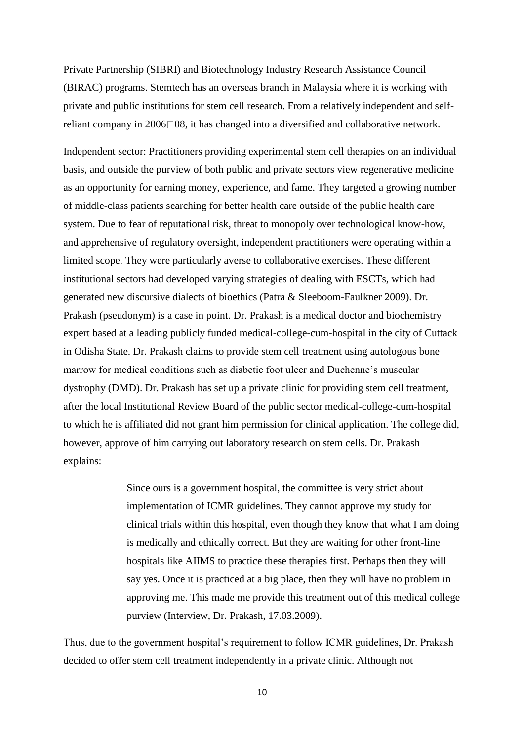Private Partnership (SIBRI) and Biotechnology Industry Research Assistance Council (BIRAC) programs. Stemtech has an overseas branch in Malaysia where it is working with private and public institutions for stem cell research. From a relatively independent and self-reliant company in 2006□08, it has changed into a diversified and collaborative network.

Independent sector: Practitioners providing experimental stem cell therapies on an individual basis, and outside the purview of both public and private sectors view regenerative medicine as an opportunity for earning money, experience, and fame. They targeted a growing number of middle-class patients searching for better health care outside of the public health care system. Due to fear of reputational risk, threat to monopoly over technological know-how, and apprehensive of regulatory oversight, independent practitioners were operating within a limited scope. They were particularly averse to collaborative exercises. These different institutional sectors had developed varying strategies of dealing with ESCTs, which had generated new discursive dialects of bioethics (Patra & Sleeboom-Faulkner 2009). Dr. Prakash (pseudonym) is a case in point. Dr. Prakash is a medical doctor and biochemistry expert based at a leading publicly funded medical-college-cum-hospital in the city of Cuttack in Odisha State. Dr. Prakash claims to provide stem cell treatment using autologous bone marrow for medical conditions such as diabetic foot ulcer and Duchenne's muscular dystrophy (DMD). Dr. Prakash has set up a private clinic for providing stem cell treatment, after the local Institutional Review Board of the public sector medical-college-cum-hospital to which he is affiliated did not grant him permission for clinical application. The college did, however, approve of him carrying out laboratory research on stem cells. Dr. Prakash explains:

> Since ours is a government hospital, the committee is very strict about implementation of ICMR guidelines. They cannot approve my study for clinical trials within this hospital, even though they know that what I am doing is medically and ethically correct. But they are waiting for other front-line hospitals like AIIMS to practice these therapies first. Perhaps then they will say yes. Once it is practiced at a big place, then they will have no problem in approving me. This made me provide this treatment out of this medical college purview (Interview, Dr. Prakash, 17.03.2009).

Thus, due to the government hospital's requirement to follow ICMR guidelines, Dr. Prakash decided to offer stem cell treatment independently in a private clinic. Although not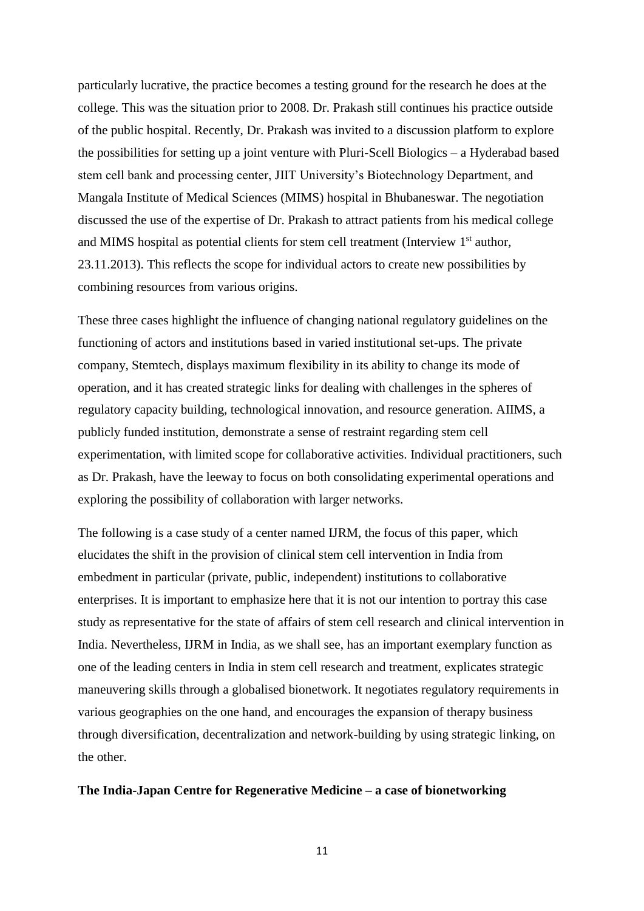particularly lucrative, the practice becomes a testing ground for the research he does at the college. This was the situation prior to 2008. Dr. Prakash still continues his practice outside of the public hospital. Recently, Dr. Prakash was invited to a discussion platform to explore the possibilities for setting up a joint venture with Pluri-Scell Biologics – a Hyderabad based stem cell bank and processing center, JIIT University's Biotechnology Department, and Mangala Institute of Medical Sciences (MIMS) hospital in Bhubaneswar. The negotiation discussed the use of the expertise of Dr. Prakash to attract patients from his medical college and MIMS hospital as potential clients for stem cell treatment (Interview 1st author, 23.11.2013). This reflects the scope for individual actors to create new possibilities by combining resources from various origins.

These three cases highlight the influence of changing national regulatory guidelines on the functioning of actors and institutions based in varied institutional set-ups. The private company, Stemtech, displays maximum flexibility in its ability to change its mode of operation, and it has created strategic links for dealing with challenges in the spheres of regulatory capacity building, technological innovation, and resource generation. AIIMS, a publicly funded institution, demonstrate a sense of restraint regarding stem cell experimentation, with limited scope for collaborative activities. Individual practitioners, such as Dr. Prakash, have the leeway to focus on both consolidating experimental operations and exploring the possibility of collaboration with larger networks.

The following is a case study of a center named IJRM, the focus of this paper, which elucidates the shift in the provision of clinical stem cell intervention in India from embedment in particular (private, public, independent) institutions to collaborative enterprises. It is important to emphasize here that it is not our intention to portray this case study as representative for the state of affairs of stem cell research and clinical intervention in India. Nevertheless, IJRM in India, as we shall see, has an important exemplary function as one of the leading centers in India in stem cell research and treatment, explicates strategic maneuvering skills through a globalised bionetwork. It negotiates regulatory requirements in various geographies on the one hand, and encourages the expansion of therapy business through diversification, decentralization and network-building by using strategic linking, on the other.

**The India-Japan Centre for Regenerative Medicine – a case of bionetworking**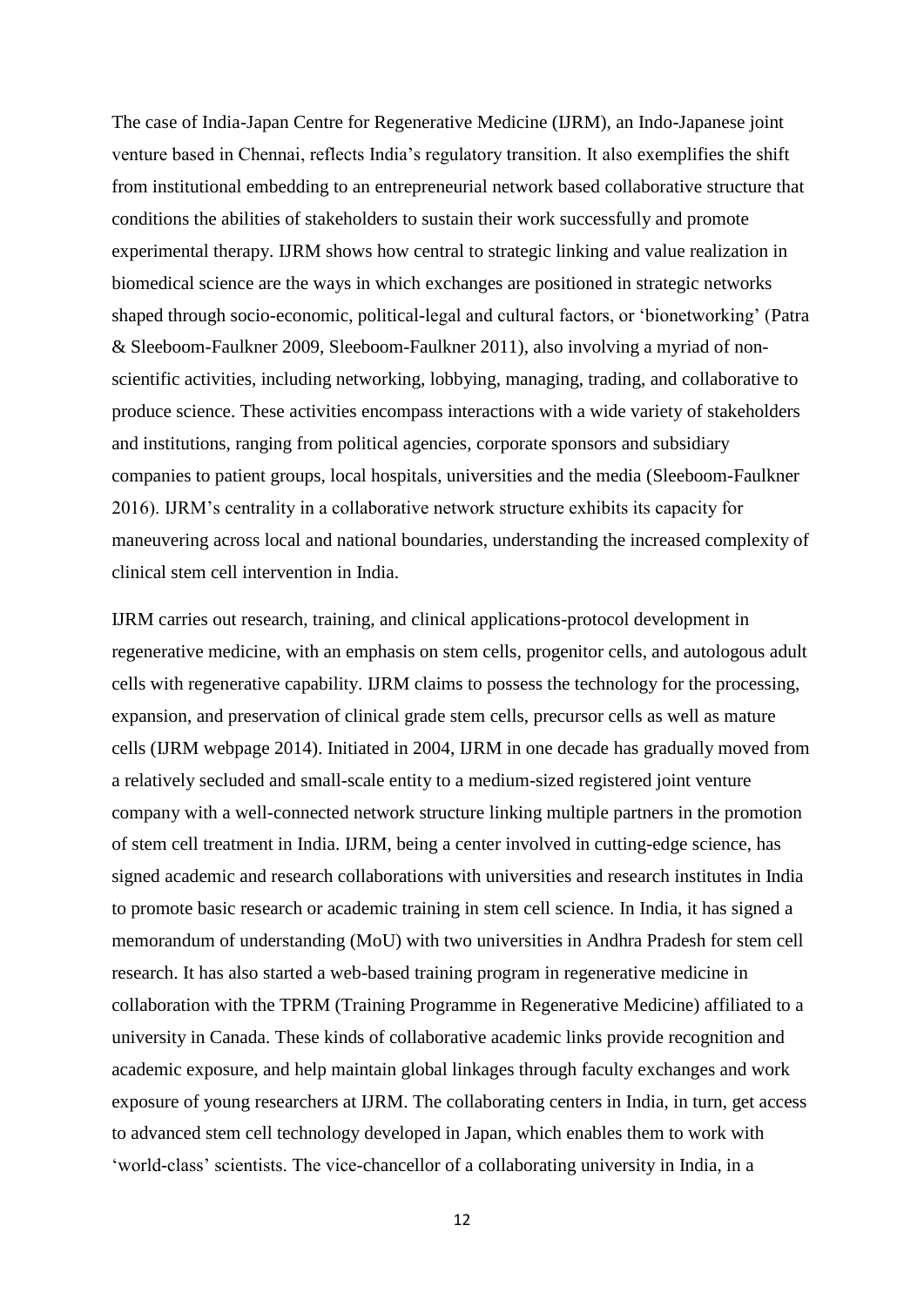The case of India-Japan Centre for Regenerative Medicine (IJRM), an Indo-Japanese joint venture based in Chennai, reflects India's regulatory transition. It also exemplifies the shift from institutional embedding to an entrepreneurial network based collaborative structure that conditions the abilities of stakeholders to sustain their work successfully and promote experimental therapy. IJRM shows how central to strategic linking and value realization in biomedical science are the ways in which exchanges are positioned in strategic networks shaped through socio-economic, political-legal and cultural factors, or 'bionetworking' (Patra & Sleeboom-Faulkner 2009, Sleeboom-Faulkner 2011), also involving a myriad of non-scientific activities, including networking, lobbying, managing, trading, and collaborative to produce science. These activities encompass interactions with a wide variety of stakeholders and institutions, ranging from political agencies, corporate sponsors and subsidiary companies to patient groups, local hospitals, universities and the media (Sleeboom-Faulkner 2016). IJRM's centrality in a collaborative network structure exhibits its capacity for maneuvering across local and national boundaries, understanding the increased complexity of clinical stem cell intervention in India.

IJRM carries out research, training, and clinical applications-protocol development in regenerative medicine, with an emphasis on stem cells, progenitor cells, and autologous adult cells with regenerative capability. IJRM claims to possess the technology for the processing, expansion, and preservation of clinical grade stem cells, precursor cells as well as mature cells (IJRM webpage 2014). Initiated in 2004, IJRM in one decade has gradually moved from a relatively secluded and small-scale entity to a medium-sized registered joint venture company with a well-connected network structure linking multiple partners in the promotion of stem cell treatment in India. IJRM, being a center involved in cutting-edge science, has signed academic and research collaborations with universities and research institutes in India to promote basic research or academic training in stem cell science. In India, it has signed a memorandum of understanding (MoU) with two universities in Andhra Pradesh for stem cell research. It has also started a web-based training program in regenerative medicine in collaboration with the TPRM (Training Programme in Regenerative Medicine) affiliated to a university in Canada. These kinds of collaborative academic links provide recognition and academic exposure, and help maintain global linkages through faculty exchanges and work exposure of young researchers at IJRM. The collaborating centers in India, in turn, get access to advanced stem cell technology developed in Japan, which enables them to work with 'world-class' scientists. The vice-chancellor of a collaborating university in India, in a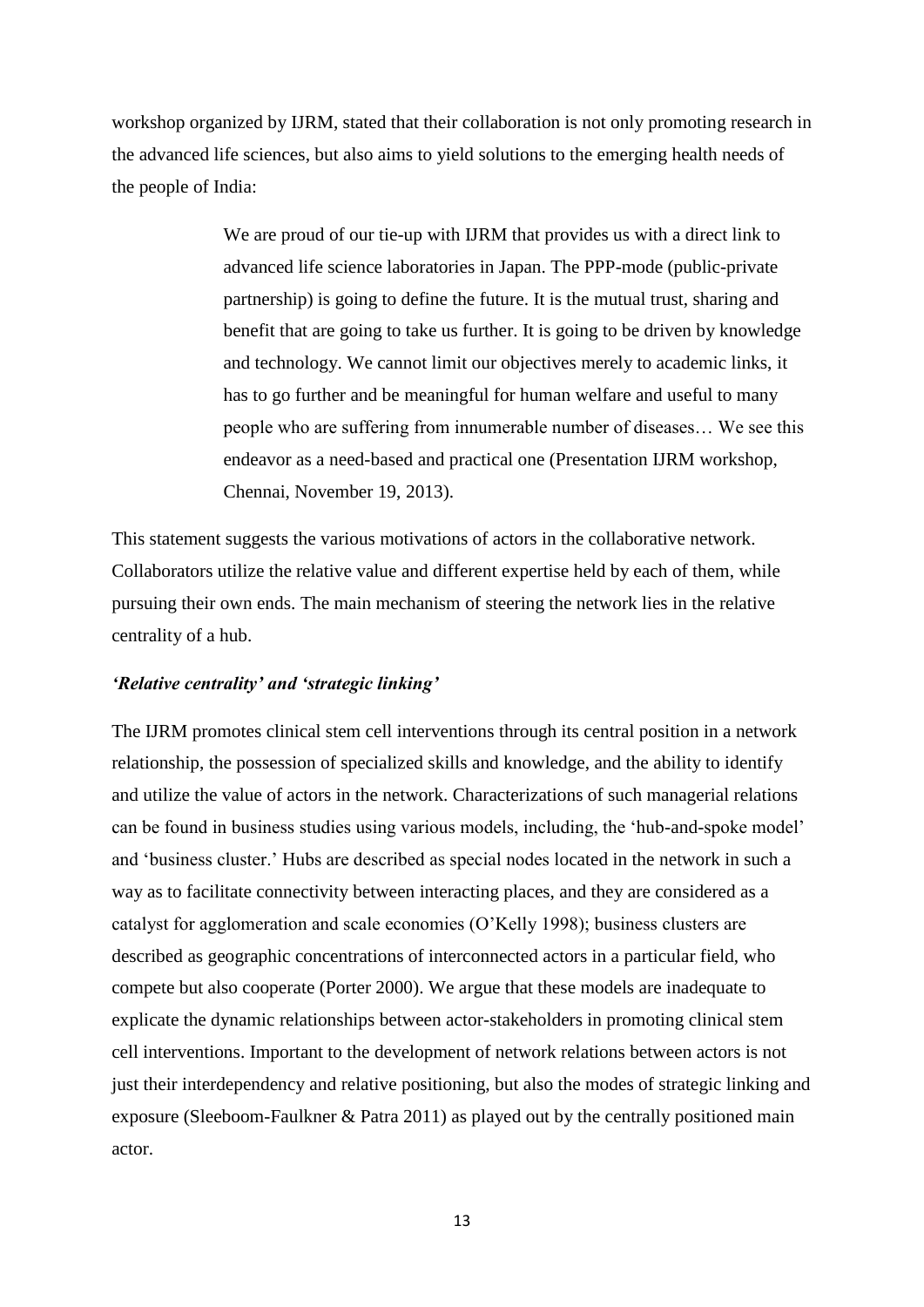workshop organized by IJRM, stated that their collaboration is not only promoting research in the advanced life sciences, but also aims to yield solutions to the emerging health needs of the people of India:

> We are proud of our tie-up with IJRM that provides us with a direct link to advanced life science laboratories in Japan. The PPP-mode (public-private partnership) is going to define the future. It is the mutual trust, sharing and benefit that are going to take us further. It is going to be driven by knowledge and technology. We cannot limit our objectives merely to academic links, it has to go further and be meaningful for human welfare and useful to many people who are suffering from innumerable number of diseases… We see this endeavor as a need-based and practical one (Presentation IJRM workshop, Chennai, November 19, 2013).

This statement suggests the various motivations of actors in the collaborative network. Collaborators utilize the relative value and different expertise held by each of them, while pursuing their own ends. The main mechanism of steering the network lies in the relative centrality of a hub.

### *'Relative centrality' and 'strategic linking'*

The IJRM promotes clinical stem cell interventions through its central position in a network relationship, the possession of specialized skills and knowledge, and the ability to identify and utilize the value of actors in the network. Characterizations of such managerial relations can be found in business studies using various models, including, the 'hub-and-spoke model' and 'business cluster.' Hubs are described as special nodes located in the network in such a way as to facilitate connectivity between interacting places, and they are considered as a catalyst for agglomeration and scale economies (O'Kelly 1998); business clusters are described as geographic concentrations of interconnected actors in a particular field, who compete but also cooperate (Porter 2000). We argue that these models are inadequate to explicate the dynamic relationships between actor-stakeholders in promoting clinical stem cell interventions. Important to the development of network relations between actors is not just their interdependency and relative positioning, but also the modes of strategic linking and exposure (Sleeboom-Faulkner & Patra 2011) as played out by the centrally positioned main actor.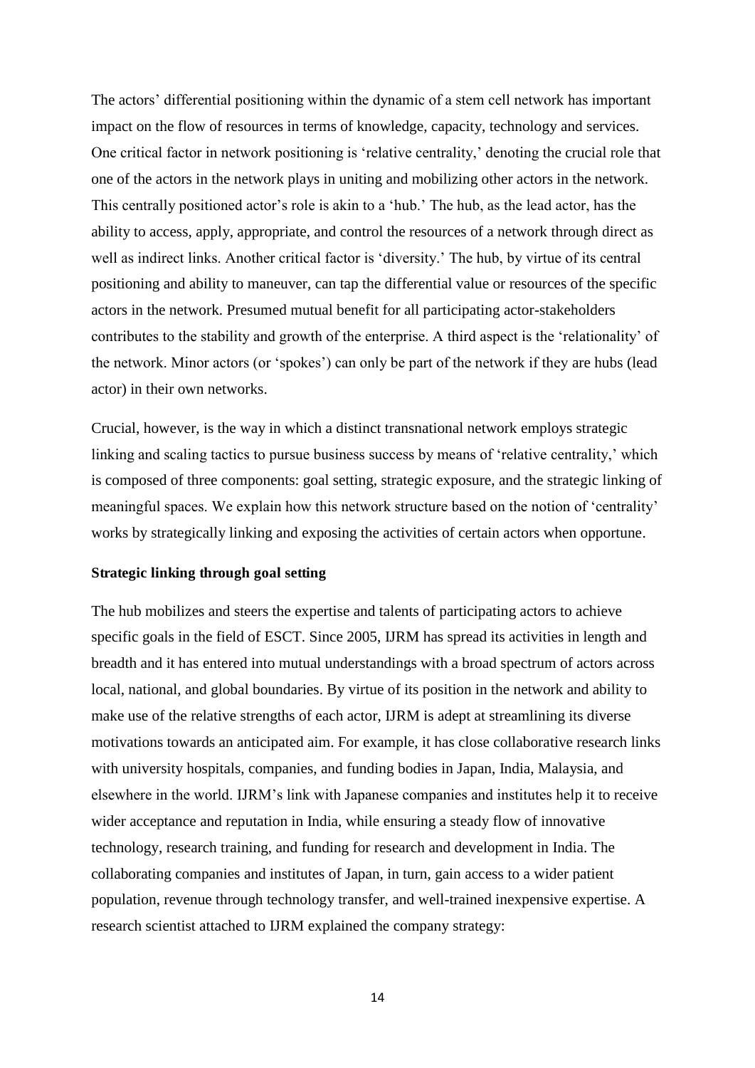The actors' differential positioning within the dynamic of a stem cell network has important impact on the flow of resources in terms of knowledge, capacity, technology and services. One critical factor in network positioning is 'relative centrality,' denoting the crucial role that one of the actors in the network plays in uniting and mobilizing other actors in the network. This centrally positioned actor's role is akin to a 'hub.' The hub, as the lead actor, has the ability to access, apply, appropriate, and control the resources of a network through direct as well as indirect links. Another critical factor is 'diversity.' The hub, by virtue of its central positioning and ability to maneuver, can tap the differential value or resources of the specific actors in the network. Presumed mutual benefit for all participating actor-stakeholders contributes to the stability and growth of the enterprise. A third aspect is the 'relationality' of the network. Minor actors (or 'spokes') can only be part of the network if they are hubs (lead actor) in their own networks.

Crucial, however, is the way in which a distinct transnational network employs strategic linking and scaling tactics to pursue business success by means of 'relative centrality,' which is composed of three components: goal setting, strategic exposure, and the strategic linking of meaningful spaces. We explain how this network structure based on the notion of 'centrality' works by strategically linking and exposing the activities of certain actors when opportune.

**Strategic linking through goal setting**

The hub mobilizes and steers the expertise and talents of participating actors to achieve specific goals in the field of ESCT. Since 2005, IJRM has spread its activities in length and breadth and it has entered into mutual understandings with a broad spectrum of actors across local, national, and global boundaries. By virtue of its position in the network and ability to make use of the relative strengths of each actor, IJRM is adept at streamlining its diverse motivations towards an anticipated aim. For example, it has close collaborative research links with university hospitals, companies, and funding bodies in Japan, India, Malaysia, and elsewhere in the world. IJRM's link with Japanese companies and institutes help it to receive wider acceptance and reputation in India, while ensuring a steady flow of innovative technology, research training, and funding for research and development in India. The collaborating companies and institutes of Japan, in turn, gain access to a wider patient population, revenue through technology transfer, and well-trained inexpensive expertise. A research scientist attached to IJRM explained the company strategy: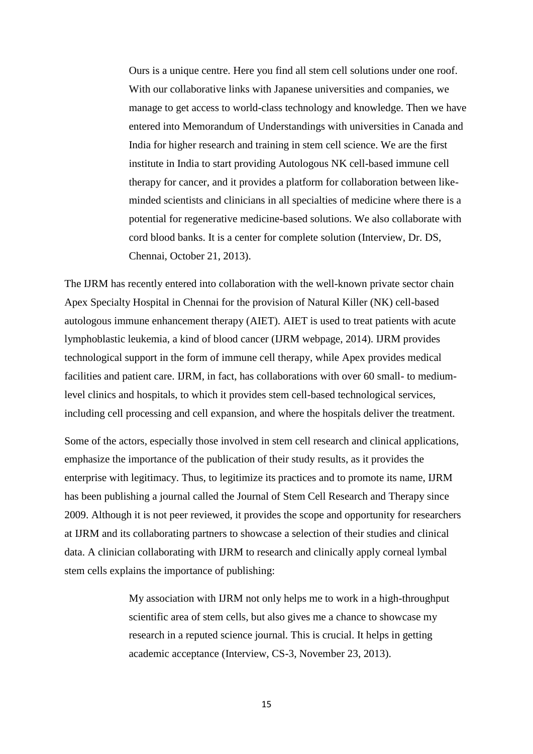> Ours is a unique centre. Here you find all stem cell solutions under one roof. With our collaborative links with Japanese universities and companies, we manage to get access to world-class technology and knowledge. Then we have entered into Memorandum of Understandings with universities in Canada and India for higher research and training in stem cell science. We are the first institute in India to start providing Autologous NK cell-based immune cell therapy for cancer, and it provides a platform for collaboration between like-minded scientists and clinicians in all specialties of medicine where there is a potential for regenerative medicine-based solutions. We also collaborate with cord blood banks. It is a center for complete solution (Interview, Dr. DS, Chennai, October 21, 2013).

The IJRM has recently entered into collaboration with the well-known private sector chain Apex Specialty Hospital in Chennai for the provision of Natural Killer (NK) cell-based autologous immune enhancement therapy (AIET). AIET is used to treat patients with acute lymphoblastic leukemia, a kind of blood cancer (IJRM webpage, 2014). IJRM provides technological support in the form of immune cell therapy, while Apex provides medical facilities and patient care. IJRM, in fact, has collaborations with over 60 small- to medium-level clinics and hospitals, to which it provides stem cell-based technological services, including cell processing and cell expansion, and where the hospitals deliver the treatment.

Some of the actors, especially those involved in stem cell research and clinical applications, emphasize the importance of the publication of their study results, as it provides the enterprise with legitimacy. Thus, to legitimize its practices and to promote its name, IJRM has been publishing a journal called the Journal of Stem Cell Research and Therapy since 2009. Although it is not peer reviewed, it provides the scope and opportunity for researchers at IJRM and its collaborating partners to showcase a selection of their studies and clinical data. A clinician collaborating with IJRM to research and clinically apply corneal lymbal stem cells explains the importance of publishing:

> My association with IJRM not only helps me to work in a high-throughput scientific area of stem cells, but also gives me a chance to showcase my research in a reputed science journal. This is crucial. It helps in getting academic acceptance (Interview, CS-3, November 23, 2013).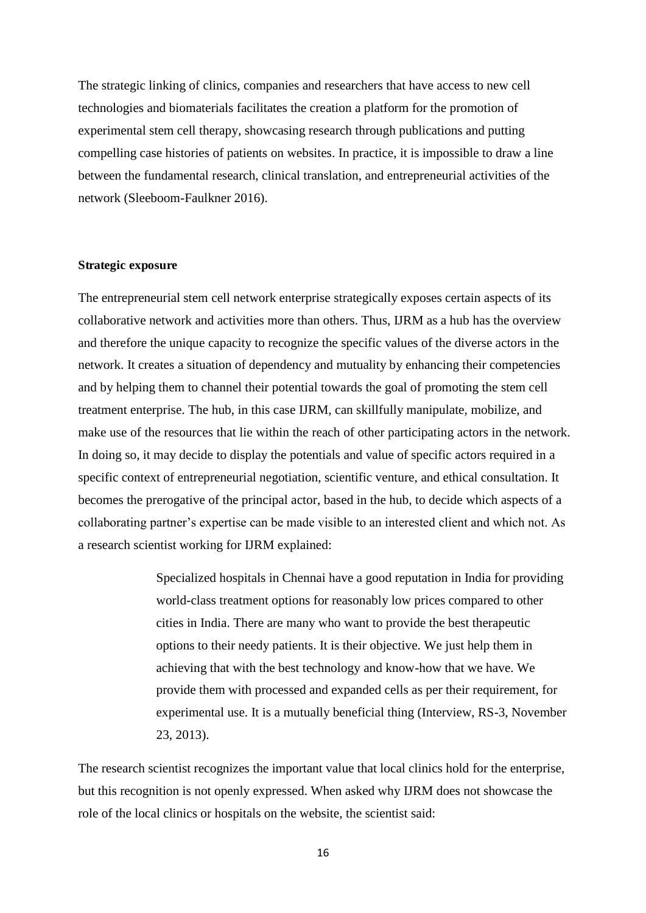The strategic linking of clinics, companies and researchers that have access to new cell technologies and biomaterials facilitates the creation a platform for the promotion of experimental stem cell therapy, showcasing research through publications and putting compelling case histories of patients on websites. In practice, it is impossible to draw a line between the fundamental research, clinical translation, and entrepreneurial activities of the network (Sleeboom-Faulkner 2016).

**Strategic exposure**

The entrepreneurial stem cell network enterprise strategically exposes certain aspects of its collaborative network and activities more than others. Thus, IJRM as a hub has the overview and therefore the unique capacity to recognize the specific values of the diverse actors in the network. It creates a situation of dependency and mutuality by enhancing their competencies and by helping them to channel their potential towards the goal of promoting the stem cell treatment enterprise. The hub, in this case IJRM, can skillfully manipulate, mobilize, and make use of the resources that lie within the reach of other participating actors in the network. In doing so, it may decide to display the potentials and value of specific actors required in a specific context of entrepreneurial negotiation, scientific venture, and ethical consultation. It becomes the prerogative of the principal actor, based in the hub, to decide which aspects of a collaborating partner's expertise can be made visible to an interested client and which not. As a research scientist working for IJRM explained:

> Specialized hospitals in Chennai have a good reputation in India for providing world-class treatment options for reasonably low prices compared to other cities in India. There are many who want to provide the best therapeutic options to their needy patients. It is their objective. We just help them in achieving that with the best technology and know-how that we have. We provide them with processed and expanded cells as per their requirement, for experimental use. It is a mutually beneficial thing (Interview, RS-3, November 23, 2013).

The research scientist recognizes the important value that local clinics hold for the enterprise, but this recognition is not openly expressed. When asked why IJRM does not showcase the role of the local clinics or hospitals on the website, the scientist said: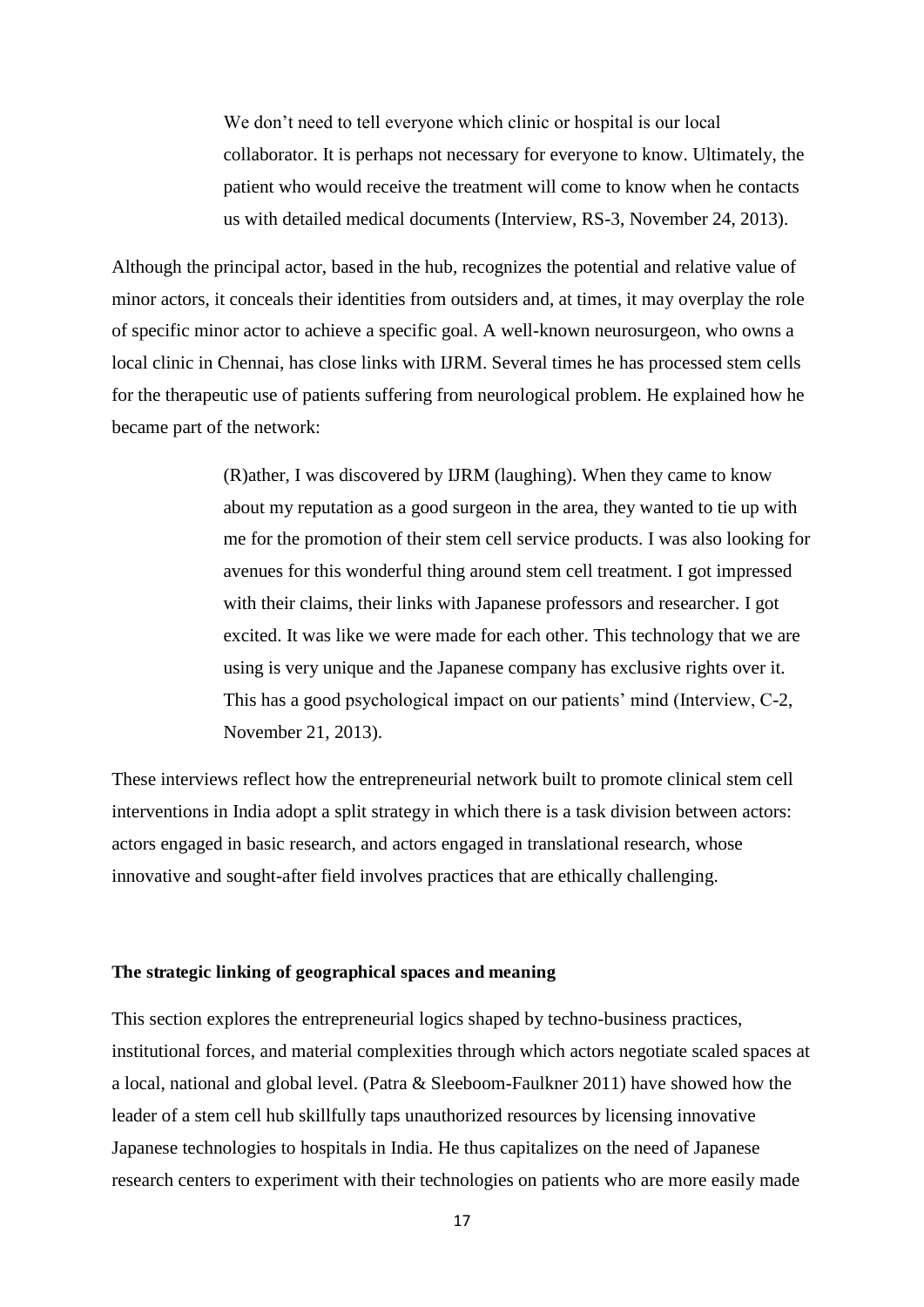> We don't need to tell everyone which clinic or hospital is our local collaborator. It is perhaps not necessary for everyone to know. Ultimately, the patient who would receive the treatment will come to know when he contacts us with detailed medical documents (Interview, RS-3, November 24, 2013).

Although the principal actor, based in the hub, recognizes the potential and relative value of minor actors, it conceals their identities from outsiders and, at times, it may overplay the role of specific minor actor to achieve a specific goal. A well-known neurosurgeon, who owns a local clinic in Chennai, has close links with IJRM. Several times he has processed stem cells for the therapeutic use of patients suffering from neurological problem. He explained how he became part of the network:

> (R)ather, I was discovered by IJRM (laughing). When they came to know about my reputation as a good surgeon in the area, they wanted to tie up with me for the promotion of their stem cell service products. I was also looking for avenues for this wonderful thing around stem cell treatment. I got impressed with their claims, their links with Japanese professors and researcher. I got excited. It was like we were made for each other. This technology that we are using is very unique and the Japanese company has exclusive rights over it. This has a good psychological impact on our patients' mind (Interview, C-2, November 21, 2013).

These interviews reflect how the entrepreneurial network built to promote clinical stem cell interventions in India adopt a split strategy in which there is a task division between actors: actors engaged in basic research, and actors engaged in translational research, whose innovative and sought-after field involves practices that are ethically challenging.

**The strategic linking of geographical spaces and meaning**

This section explores the entrepreneurial logics shaped by techno-business practices, institutional forces, and material complexities through which actors negotiate scaled spaces at a local, national and global level. (Patra & Sleeboom-Faulkner 2011) have showed how the leader of a stem cell hub skillfully taps unauthorized resources by licensing innovative Japanese technologies to hospitals in India. He thus capitalizes on the need of Japanese research centers to experiment with their technologies on patients who are more easily made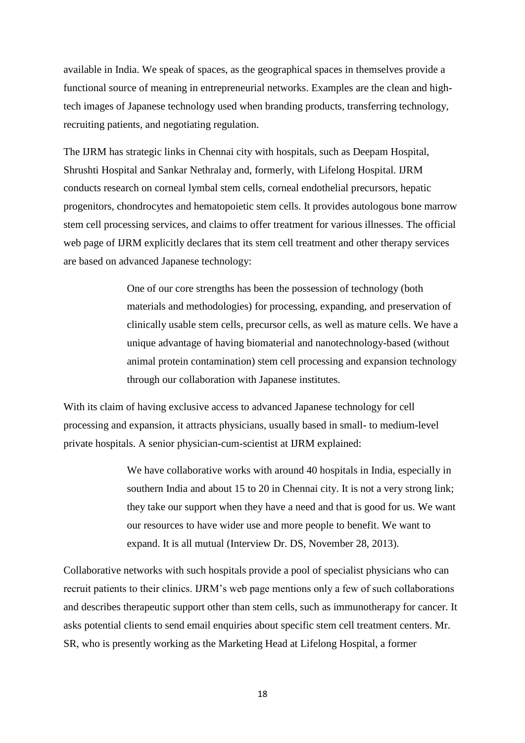available in India. We speak of spaces, as the geographical spaces in themselves provide a functional source of meaning in entrepreneurial networks. Examples are the clean and high-tech images of Japanese technology used when branding products, transferring technology, recruiting patients, and negotiating regulation.

The IJRM has strategic links in Chennai city with hospitals, such as Deepam Hospital, Shrushti Hospital and Sankar Nethralay and, formerly, with Lifelong Hospital. IJRM conducts research on corneal lymbal stem cells, corneal endothelial precursors, hepatic progenitors, chondrocytes and hematopoietic stem cells. It provides autologous bone marrow stem cell processing services, and claims to offer treatment for various illnesses. The official web page of IJRM explicitly declares that its stem cell treatment and other therapy services are based on advanced Japanese technology:

> One of our core strengths has been the possession of technology (both materials and methodologies) for processing, expanding, and preservation of clinically usable stem cells, precursor cells, as well as mature cells. We have a unique advantage of having biomaterial and nanotechnology-based (without animal protein contamination) stem cell processing and expansion technology through our collaboration with Japanese institutes.

With its claim of having exclusive access to advanced Japanese technology for cell processing and expansion, it attracts physicians, usually based in small- to medium-level private hospitals. A senior physician-cum-scientist at IJRM explained:

> We have collaborative works with around 40 hospitals in India, especially in southern India and about 15 to 20 in Chennai city. It is not a very strong link; they take our support when they have a need and that is good for us. We want our resources to have wider use and more people to benefit. We want to expand. It is all mutual (Interview Dr. DS, November 28, 2013).

Collaborative networks with such hospitals provide a pool of specialist physicians who can recruit patients to their clinics. IJRM's web page mentions only a few of such collaborations and describes therapeutic support other than stem cells, such as immunotherapy for cancer. It asks potential clients to send email enquiries about specific stem cell treatment centers. Mr. SR, who is presently working as the Marketing Head at Lifelong Hospital, a former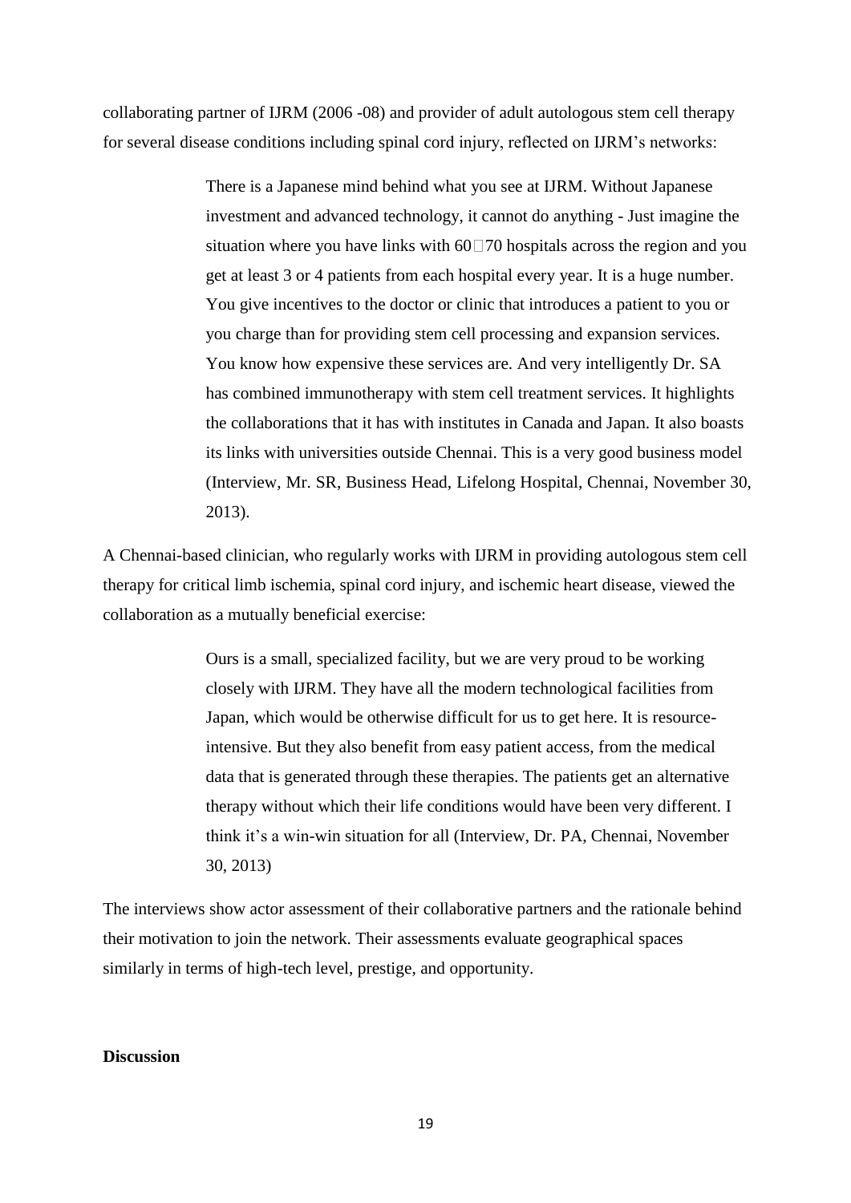collaborating partner of IJRM (2006 -08) and provider of adult autologous stem cell therapy for several disease conditions including spinal cord injury, reflected on IJRM's networks:

> There is a Japanese mind behind what you see at IJRM. Without Japanese investment and advanced technology, it cannot do anything - Just imagine the situation where you have links with 60□70 hospitals across the region and you get at least 3 or 4 patients from each hospital every year. It is a huge number. You give incentives to the doctor or clinic that introduces a patient to you or you charge than for providing stem cell processing and expansion services. You know how expensive these services are. And very intelligently Dr. SA has combined immunotherapy with stem cell treatment services. It highlights the collaborations that it has with institutes in Canada and Japan. It also boasts its links with universities outside Chennai. This is a very good business model (Interview, Mr. SR, Business Head, Lifelong Hospital, Chennai, November 30, 2013).

A Chennai-based clinician, who regularly works with IJRM in providing autologous stem cell therapy for critical limb ischemia, spinal cord injury, and ischemic heart disease, viewed the collaboration as a mutually beneficial exercise:

> Ours is a small, specialized facility, but we are very proud to be working closely with IJRM. They have all the modern technological facilities from Japan, which would be otherwise difficult for us to get here. It is resource-intensive. But they also benefit from easy patient access, from the medical data that is generated through these therapies. The patients get an alternative therapy without which their life conditions would have been very different. I think it's a win-win situation for all (Interview, Dr. PA, Chennai, November 30, 2013)

The interviews show actor assessment of their collaborative partners and the rationale behind their motivation to join the network. Their assessments evaluate geographical spaces similarly in terms of high-tech level, prestige, and opportunity.

## Discussion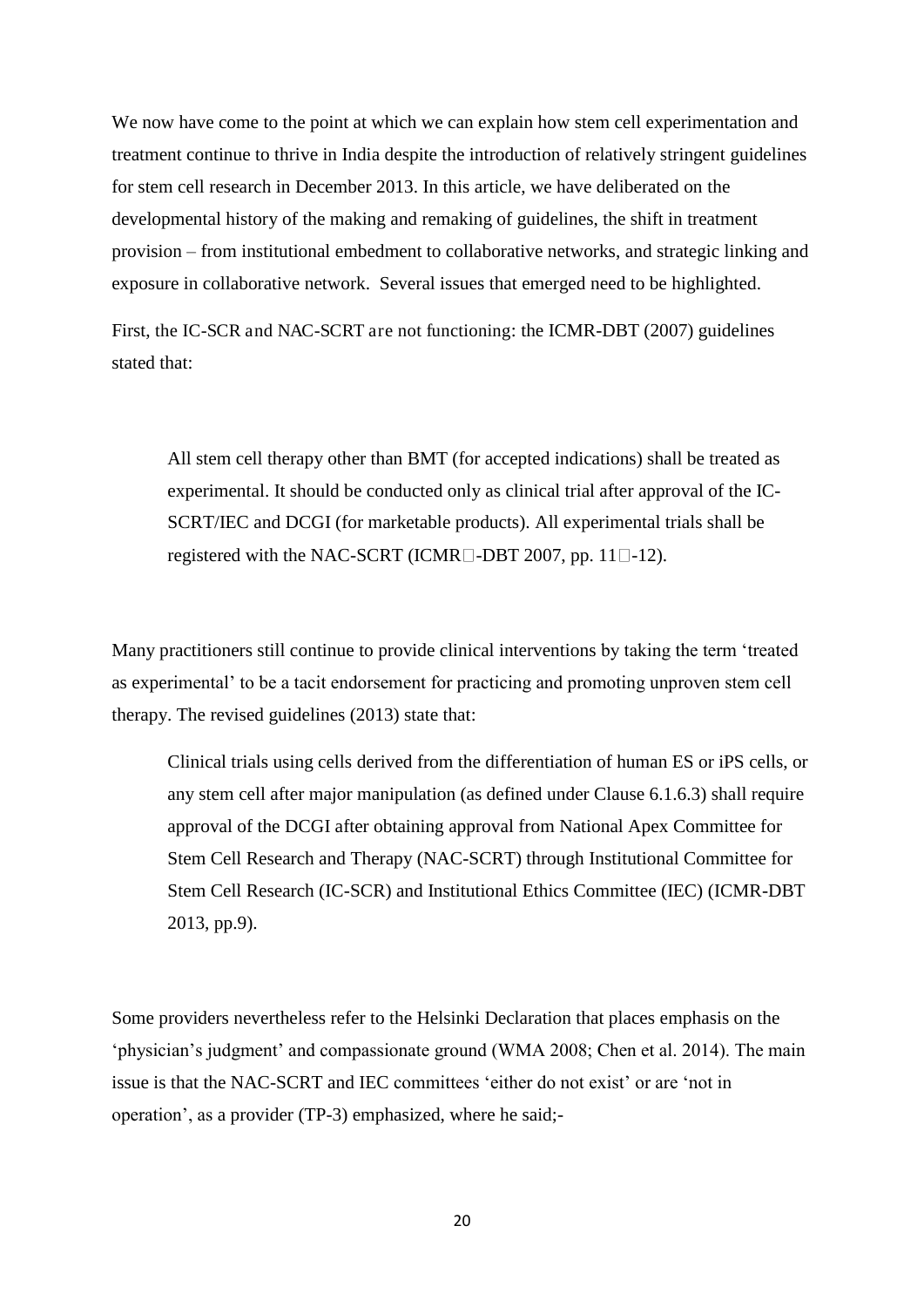We now have come to the point at which we can explain how stem cell experimentation and treatment continue to thrive in India despite the introduction of relatively stringent guidelines for stem cell research in December 2013. In this article, we have deliberated on the developmental history of the making and remaking of guidelines, the shift in treatment provision – from institutional embedment to collaborative networks, and strategic linking and exposure in collaborative network. Several issues that emerged need to be highlighted.

First, the IC-SCR and NAC-SCRT are not functioning: the ICMR-DBT (2007) guidelines stated that:

> All stem cell therapy other than BMT (for accepted indications) shall be treated as experimental. It should be conducted only as clinical trial after approval of the IC-SCRT/IEC and DCGI (for marketable products). All experimental trials shall be registered with the NAC-SCRT (ICMR□-DBT 2007, pp. 11□-12).

Many practitioners still continue to provide clinical interventions by taking the term 'treated as experimental' to be a tacit endorsement for practicing and promoting unproven stem cell therapy. The revised guidelines (2013) state that:

> Clinical trials using cells derived from the differentiation of human ES or iPS cells, or any stem cell after major manipulation (as defined under Clause 6.1.6.3) shall require approval of the DCGI after obtaining approval from National Apex Committee for Stem Cell Research and Therapy (NAC-SCRT) through Institutional Committee for Stem Cell Research (IC-SCR) and Institutional Ethics Committee (IEC) (ICMR-DBT 2013, pp.9).

Some providers nevertheless refer to the Helsinki Declaration that places emphasis on the 'physician's judgment' and compassionate ground (WMA 2008; Chen et al. 2014). The main issue is that the NAC-SCRT and IEC committees 'either do not exist' or are 'not in operation', as a provider (TP-3) emphasized, where he said;-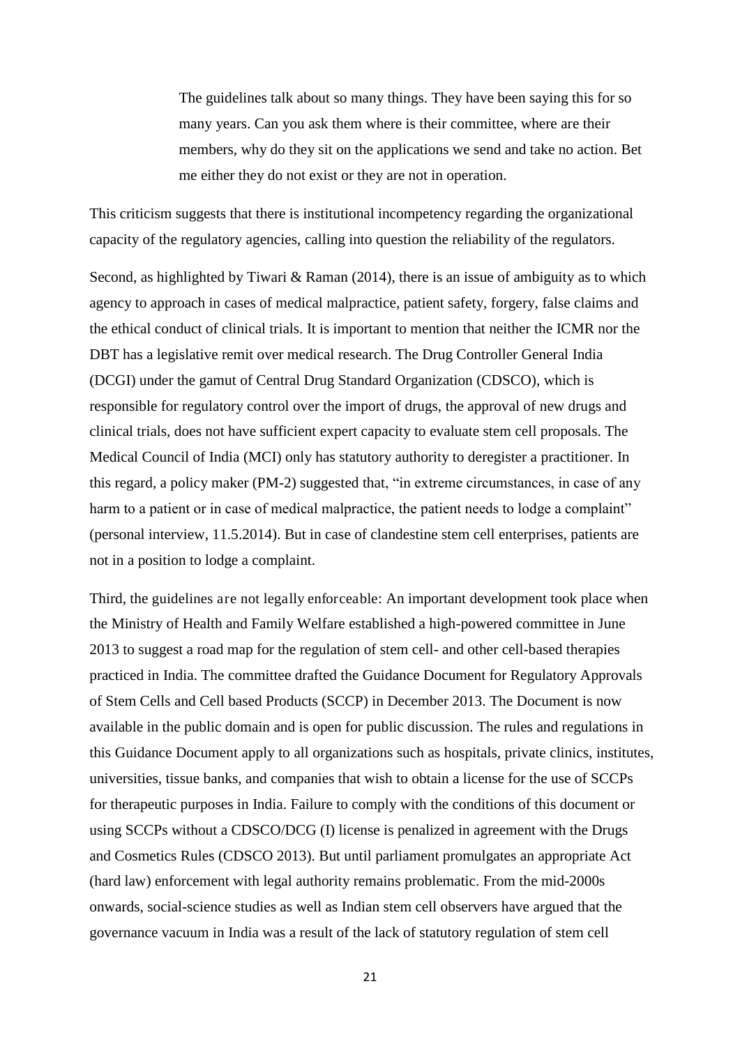> The guidelines talk about so many things. They have been saying this for so many years. Can you ask them where is their committee, where are their members, why do they sit on the applications we send and take no action. Bet me either they do not exist or they are not in operation.

This criticism suggests that there is institutional incompetency regarding the organizational capacity of the regulatory agencies, calling into question the reliability of the regulators.

Second, as highlighted by Tiwari & Raman (2014), there is an issue of ambiguity as to which agency to approach in cases of medical malpractice, patient safety, forgery, false claims and the ethical conduct of clinical trials. It is important to mention that neither the ICMR nor the DBT has a legislative remit over medical research. The Drug Controller General India (DCGI) under the gamut of Central Drug Standard Organization (CDSCO), which is responsible for regulatory control over the import of drugs, the approval of new drugs and clinical trials, does not have sufficient expert capacity to evaluate stem cell proposals. The Medical Council of India (MCI) only has statutory authority to deregister a practitioner. In this regard, a policy maker (PM-2) suggested that, "in extreme circumstances, in case of any harm to a patient or in case of medical malpractice, the patient needs to lodge a complaint" (personal interview, 11.5.2014). But in case of clandestine stem cell enterprises, patients are not in a position to lodge a complaint.

Third, the guidelines are not legally enforceable: An important development took place when the Ministry of Health and Family Welfare established a high-powered committee in June 2013 to suggest a road map for the regulation of stem cell- and other cell-based therapies practiced in India. The committee drafted the Guidance Document for Regulatory Approvals of Stem Cells and Cell based Products (SCCP) in December 2013. The Document is now available in the public domain and is open for public discussion. The rules and regulations in this Guidance Document apply to all organizations such as hospitals, private clinics, institutes, universities, tissue banks, and companies that wish to obtain a license for the use of SCCPs for therapeutic purposes in India. Failure to comply with the conditions of this document or using SCCPs without a CDSCO/DCG (I) license is penalized in agreement with the Drugs and Cosmetics Rules (CDSCO 2013). But until parliament promulgates an appropriate Act (hard law) enforcement with legal authority remains problematic. From the mid-2000s onwards, social-science studies as well as Indian stem cell observers have argued that the governance vacuum in India was a result of the lack of statutory regulation of stem cell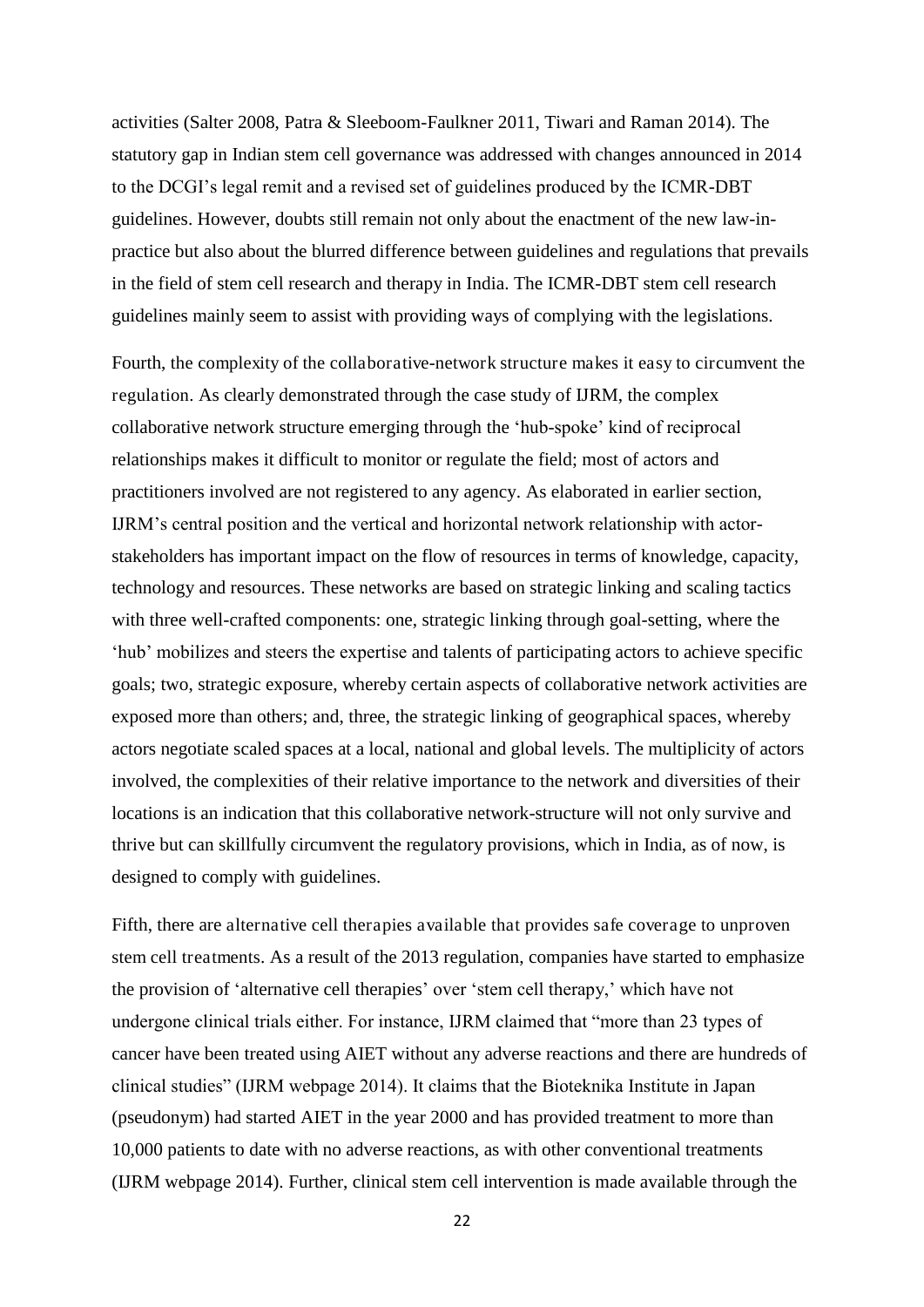activities (Salter 2008, Patra & Sleeboom-Faulkner 2011, Tiwari and Raman 2014). The statutory gap in Indian stem cell governance was addressed with changes announced in 2014 to the DCGI's legal remit and a revised set of guidelines produced by the ICMR-DBT guidelines. However, doubts still remain not only about the enactment of the new law-in-practice but also about the blurred difference between guidelines and regulations that prevails in the field of stem cell research and therapy in India. The ICMR-DBT stem cell research guidelines mainly seem to assist with providing ways of complying with the legislations.

Fourth, the complexity of the collaborative-network structure makes it easy to circumvent the regulation. As clearly demonstrated through the case study of IJRM, the complex collaborative network structure emerging through the 'hub-spoke' kind of reciprocal relationships makes it difficult to monitor or regulate the field; most of actors and practitioners involved are not registered to any agency. As elaborated in earlier section, IJRM's central position and the vertical and horizontal network relationship with actor-stakeholders has important impact on the flow of resources in terms of knowledge, capacity, technology and resources. These networks are based on strategic linking and scaling tactics with three well-crafted components: one, strategic linking through goal-setting, where the 'hub' mobilizes and steers the expertise and talents of participating actors to achieve specific goals; two, strategic exposure, whereby certain aspects of collaborative network activities are exposed more than others; and, three, the strategic linking of geographical spaces, whereby actors negotiate scaled spaces at a local, national and global levels. The multiplicity of actors involved, the complexities of their relative importance to the network and diversities of their locations is an indication that this collaborative network-structure will not only survive and thrive but can skillfully circumvent the regulatory provisions, which in India, as of now, is designed to comply with guidelines.

Fifth, there are alternative cell therapies available that provides safe coverage to unproven stem cell treatments. As a result of the 2013 regulation, companies have started to emphasize the provision of 'alternative cell therapies' over 'stem cell therapy,' which have not undergone clinical trials either. For instance, IJRM claimed that "more than 23 types of cancer have been treated using AIET without any adverse reactions and there are hundreds of clinical studies" (IJRM webpage 2014). It claims that the Bioteknika Institute in Japan (pseudonym) had started AIET in the year 2000 and has provided treatment to more than 10,000 patients to date with no adverse reactions, as with other conventional treatments (IJRM webpage 2014). Further, clinical stem cell intervention is made available through the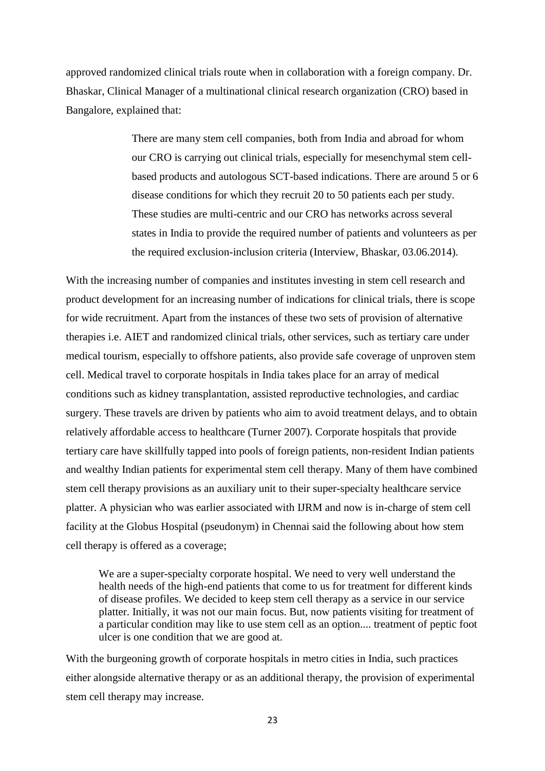approved randomized clinical trials route when in collaboration with a foreign company. Dr. Bhaskar, Clinical Manager of a multinational clinical research organization (CRO) based in Bangalore, explained that:

> There are many stem cell companies, both from India and abroad for whom our CRO is carrying out clinical trials, especially for mesenchymal stem cell-based products and autologous SCT-based indications. There are around 5 or 6 disease conditions for which they recruit 20 to 50 patients each per study. These studies are multi-centric and our CRO has networks across several states in India to provide the required number of patients and volunteers as per the required exclusion-inclusion criteria (Interview, Bhaskar, 03.06.2014).

With the increasing number of companies and institutes investing in stem cell research and product development for an increasing number of indications for clinical trials, there is scope for wide recruitment. Apart from the instances of these two sets of provision of alternative therapies i.e. AIET and randomized clinical trials, other services, such as tertiary care under medical tourism, especially to offshore patients, also provide safe coverage of unproven stem cell. Medical travel to corporate hospitals in India takes place for an array of medical conditions such as kidney transplantation, assisted reproductive technologies, and cardiac surgery. These travels are driven by patients who aim to avoid treatment delays, and to obtain relatively affordable access to healthcare (Turner 2007). Corporate hospitals that provide tertiary care have skillfully tapped into pools of foreign patients, non-resident Indian patients and wealthy Indian patients for experimental stem cell therapy. Many of them have combined stem cell therapy provisions as an auxiliary unit to their super-specialty healthcare service platter. A physician who was earlier associated with IJRM and now is in-charge of stem cell facility at the Globus Hospital (pseudonym) in Chennai said the following about how stem cell therapy is offered as a coverage;

> We are a super-specialty corporate hospital. We need to very well understand the health needs of the high-end patients that come to us for treatment for different kinds of disease profiles. We decided to keep stem cell therapy as a service in our service platter. Initially, it was not our main focus. But, now patients visiting for treatment of a particular condition may like to use stem cell as an option.... treatment of peptic foot ulcer is one condition that we are good at.

With the burgeoning growth of corporate hospitals in metro cities in India, such practices either alongside alternative therapy or as an additional therapy, the provision of experimental stem cell therapy may increase.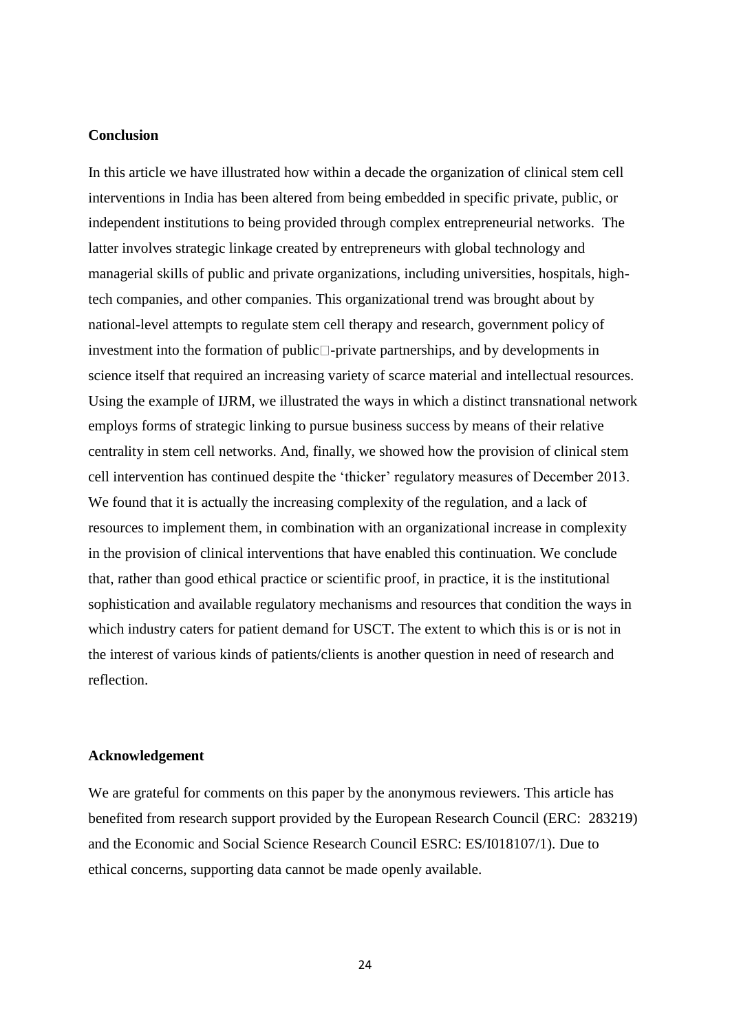## Conclusion

In this article we have illustrated how within a decade the organization of clinical stem cell interventions in India has been altered from being embedded in specific private, public, or independent institutions to being provided through complex entrepreneurial networks. The latter involves strategic linkage created by entrepreneurs with global technology and managerial skills of public and private organizations, including universities, hospitals, high-tech companies, and other companies. This organizational trend was brought about by national-level attempts to regulate stem cell therapy and research, government policy of investment into the formation of public-private partnerships, and by developments in science itself that required an increasing variety of scarce material and intellectual resources. Using the example of IJRM, we illustrated the ways in which a distinct transnational network employs forms of strategic linking to pursue business success by means of their relative centrality in stem cell networks. And, finally, we showed how the provision of clinical stem cell intervention has continued despite the 'thicker' regulatory measures of December 2013. We found that it is actually the increasing complexity of the regulation, and a lack of resources to implement them, in combination with an organizational increase in complexity in the provision of clinical interventions that have enabled this continuation. We conclude that, rather than good ethical practice or scientific proof, in practice, it is the institutional sophistication and available regulatory mechanisms and resources that condition the ways in which industry caters for patient demand for USCT. The extent to which this is or is not in the interest of various kinds of patients/clients is another question in need of research and reflection.

## Acknowledgement

We are grateful for comments on this paper by the anonymous reviewers. This article has benefited from research support provided by the European Research Council (ERC: 283219) and the Economic and Social Science Research Council ESRC: ES/I018107/1). Due to ethical concerns, supporting data cannot be made openly available.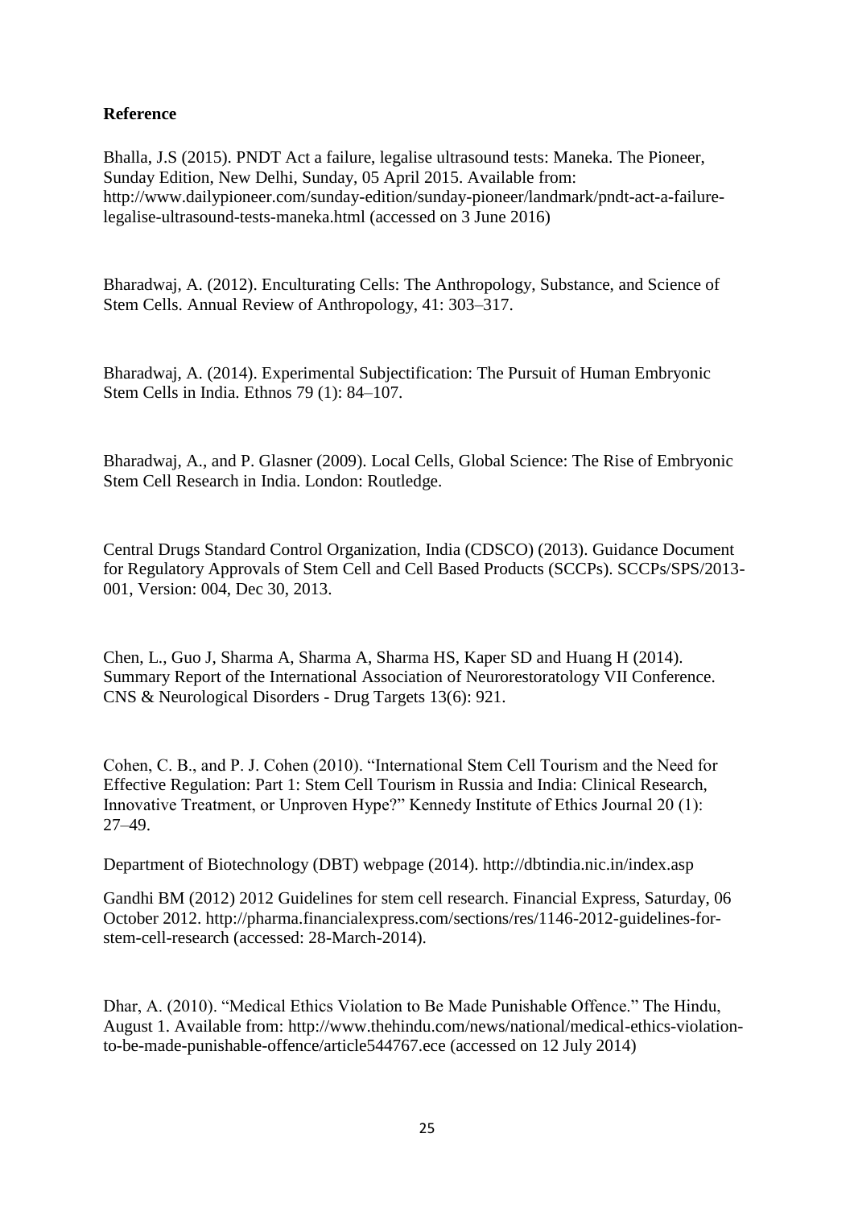**Reference**

Bhalla, J.S (2015). PNDT Act a failure, legalise ultrasound tests: Maneka. The Pioneer, Sunday Edition, New Delhi, Sunday, 05 April 2015. Available from: http://www.dailypioneer.com/sunday-edition/sunday-pioneer/landmark/pndt-act-a-failure-legalise-ultrasound-tests-maneka.html (accessed on 3 June 2016)

Bharadwaj, A. (2012). Enculturating Cells: The Anthropology, Substance, and Science of Stem Cells. Annual Review of Anthropology, 41: 303–317.

Bharadwaj, A. (2014). Experimental Subjectification: The Pursuit of Human Embryonic Stem Cells in India. Ethnos 79 (1): 84–107.

Bharadwaj, A., and P. Glasner (2009). Local Cells, Global Science: The Rise of Embryonic Stem Cell Research in India. London: Routledge.

Central Drugs Standard Control Organization, India (CDSCO) (2013). Guidance Document for Regulatory Approvals of Stem Cell and Cell Based Products (SCCPs). SCCPs/SPS/2013-001, Version: 004, Dec 30, 2013.

Chen, L., Guo J, Sharma A, Sharma A, Sharma HS, Kaper SD and Huang H (2014). Summary Report of the International Association of Neurorestoratology VII Conference. CNS & Neurological Disorders - Drug Targets 13(6): 921.

Cohen, C. B., and P. J. Cohen (2010). "International Stem Cell Tourism and the Need for Effective Regulation: Part 1: Stem Cell Tourism in Russia and India: Clinical Research, Innovative Treatment, or Unproven Hype?" Kennedy Institute of Ethics Journal 20 (1): 27–49.

Department of Biotechnology (DBT) webpage (2014). http://dbtindia.nic.in/index.asp

Gandhi BM (2012) 2012 Guidelines for stem cell research. Financial Express, Saturday, 06 October 2012. http://pharma.financialexpress.com/sections/res/1146-2012-guidelines-for-stem-cell-research (accessed: 28-March-2014).

Dhar, A. (2010). "Medical Ethics Violation to Be Made Punishable Offence." The Hindu, August 1. Available from: http://www.thehindu.com/news/national/medical-ethics-violation-to-be-made-punishable-offence/article544767.ece (accessed on 12 July 2014)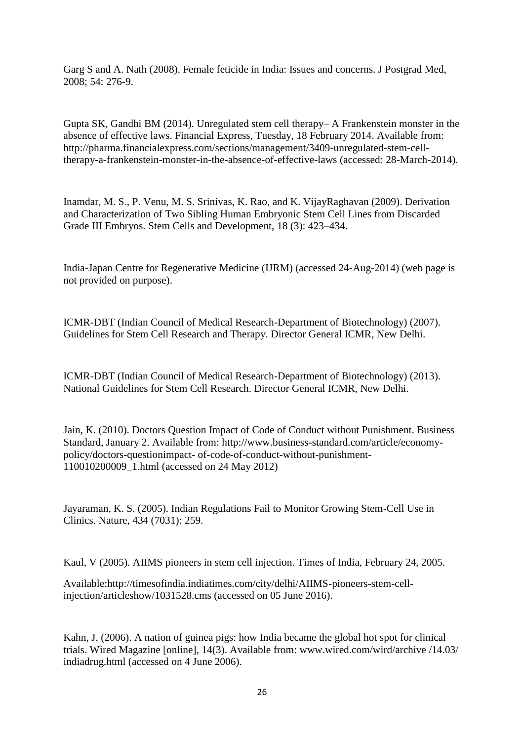Garg S and A. Nath (2008). Female feticide in India: Issues and concerns. J Postgrad Med, 2008; 54: 276-9.

Gupta SK, Gandhi BM (2014). Unregulated stem cell therapy– A Frankenstein monster in the absence of effective laws. Financial Express, Tuesday, 18 February 2014. Available from: http://pharma.financialexpress.com/sections/management/3409-unregulated-stem-cell-therapy-a-frankenstein-monster-in-the-absence-of-effective-laws (accessed: 28-March-2014).

Inamdar, M. S., P. Venu, M. S. Srinivas, K. Rao, and K. VijayRaghavan (2009). Derivation and Characterization of Two Sibling Human Embryonic Stem Cell Lines from Discarded Grade III Embryos. Stem Cells and Development, 18 (3): 423–434.

India-Japan Centre for Regenerative Medicine (IJRM) (accessed 24-Aug-2014) (web page is not provided on purpose).

ICMR-DBT (Indian Council of Medical Research-Department of Biotechnology) (2007). Guidelines for Stem Cell Research and Therapy. Director General ICMR, New Delhi.

ICMR-DBT (Indian Council of Medical Research-Department of Biotechnology) (2013). National Guidelines for Stem Cell Research. Director General ICMR, New Delhi.

Jain, K. (2010). Doctors Question Impact of Code of Conduct without Punishment. Business Standard, January 2. Available from: http://www.business-standard.com/article/economy-policy/doctors-questionimpact- of-code-of-conduct-without-punishment-110010200009_1.html (accessed on 24 May 2012)

Jayaraman, K. S. (2005). Indian Regulations Fail to Monitor Growing Stem-Cell Use in Clinics. Nature, 434 (7031): 259.

Kaul, V (2005). AIIMS pioneers in stem cell injection. Times of India, February 24, 2005.

Available:http://timesofindia.indiatimes.com/city/delhi/AIIMS-pioneers-stem-cell-injection/articleshow/1031528.cms (accessed on 05 June 2016).

Kahn, J. (2006). A nation of guinea pigs: how India became the global hot spot for clinical trials. Wired Magazine [online], 14(3). Available from: www.wired.com/wird/archive /14.03/ indiadrug.html (accessed on 4 June 2006).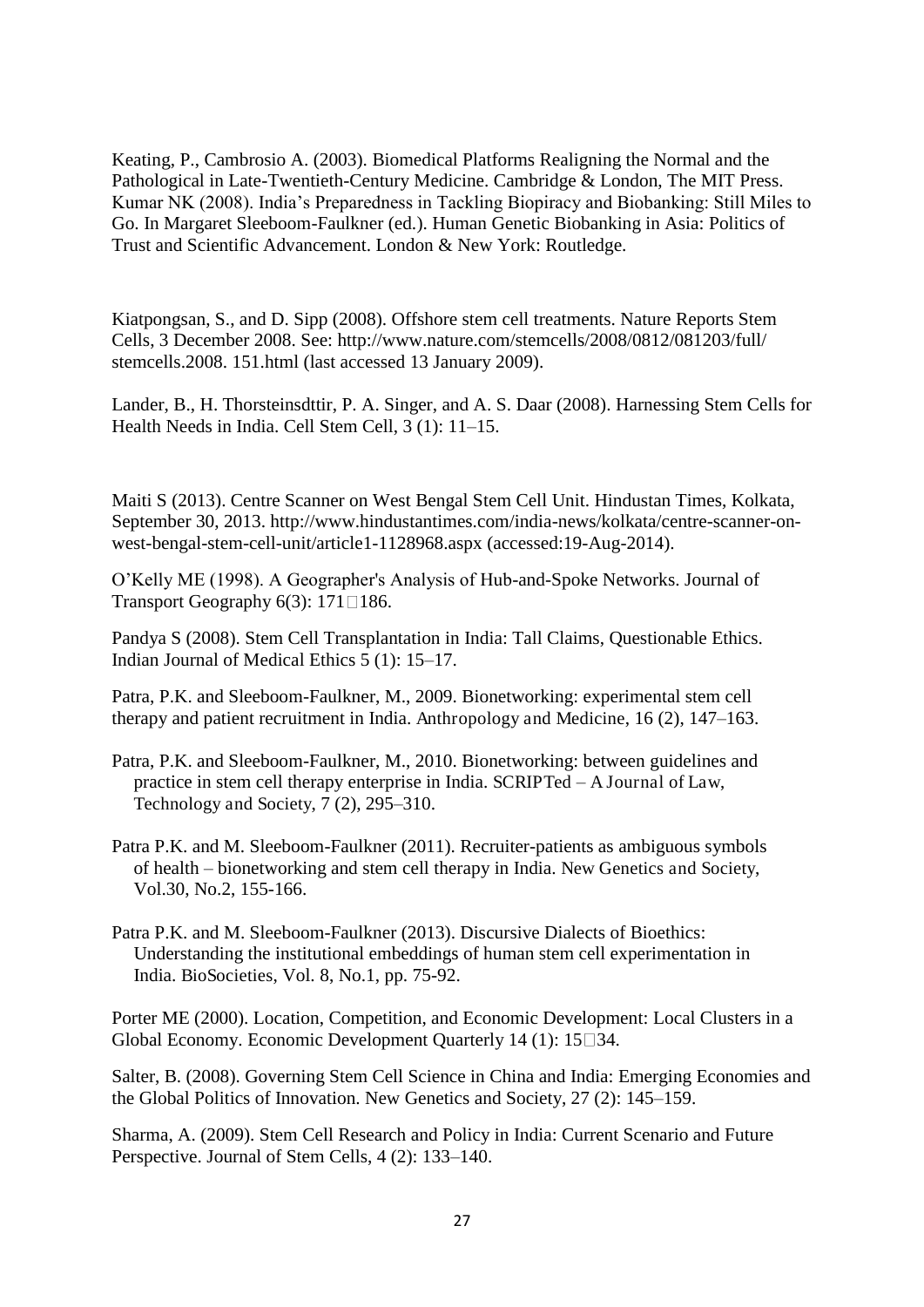Keating, P., Cambrosio A. (2003). Biomedical Platforms Realigning the Normal and the Pathological in Late-Twentieth-Century Medicine. Cambridge & London, The MIT Press. Kumar NK (2008). India's Preparedness in Tackling Biopiracy and Biobanking: Still Miles to Go. In Margaret Sleeboom-Faulkner (ed.). Human Genetic Biobanking in Asia: Politics of Trust and Scientific Advancement. London & New York: Routledge.

Kiatpongsan, S., and D. Sipp (2008). Offshore stem cell treatments. Nature Reports Stem Cells, 3 December 2008. See: http://www.nature.com/stemcells/2008/0812/081203/full/ stemcells.2008. 151.html (last accessed 13 January 2009).

Lander, B., H. Thorsteinsdttir, P. A. Singer, and A. S. Daar (2008). Harnessing Stem Cells for Health Needs in India. Cell Stem Cell, 3 (1): 11–15.

Maiti S (2013). Centre Scanner on West Bengal Stem Cell Unit. Hindustan Times, Kolkata, September 30, 2013. http://www.hindustantimes.com/india-news/kolkata/centre-scanner-on-west-bengal-stem-cell-unit/article1-1128968.aspx (accessed:19-Aug-2014).

O'Kelly ME (1998). A Geographer's Analysis of Hub-and-Spoke Networks. Journal of Transport Geography 6(3): 171□186.

Pandya S (2008). Stem Cell Transplantation in India: Tall Claims, Questionable Ethics. Indian Journal of Medical Ethics 5 (1): 15–17.

Patra, P.K. and Sleeboom-Faulkner, M., 2009. Bionetworking: experimental stem cell therapy and patient recruitment in India. Anthropology and Medicine, 16 (2), 147–163.

Patra, P.K. and Sleeboom-Faulkner, M., 2010. Bionetworking: between guidelines and practice in stem cell therapy enterprise in India. SCRIPTed – A Journal of Law, Technology and Society, 7 (2), 295–310.

Patra P.K. and M. Sleeboom-Faulkner (2011). Recruiter-patients as ambiguous symbols of health – bionetworking and stem cell therapy in India. New Genetics and Society, Vol.30, No.2, 155-166.

Patra P.K. and M. Sleeboom-Faulkner (2013). Discursive Dialects of Bioethics: Understanding the institutional embeddings of human stem cell experimentation in India. BioSocieties, Vol. 8, No.1, pp. 75-92.

Porter ME (2000). Location, Competition, and Economic Development: Local Clusters in a Global Economy. Economic Development Quarterly 14 (1): 15□34.

Salter, B. (2008). Governing Stem Cell Science in China and India: Emerging Economies and the Global Politics of Innovation. New Genetics and Society, 27 (2): 145–159.

Sharma, A. (2009). Stem Cell Research and Policy in India: Current Scenario and Future Perspective. Journal of Stem Cells, 4 (2): 133–140.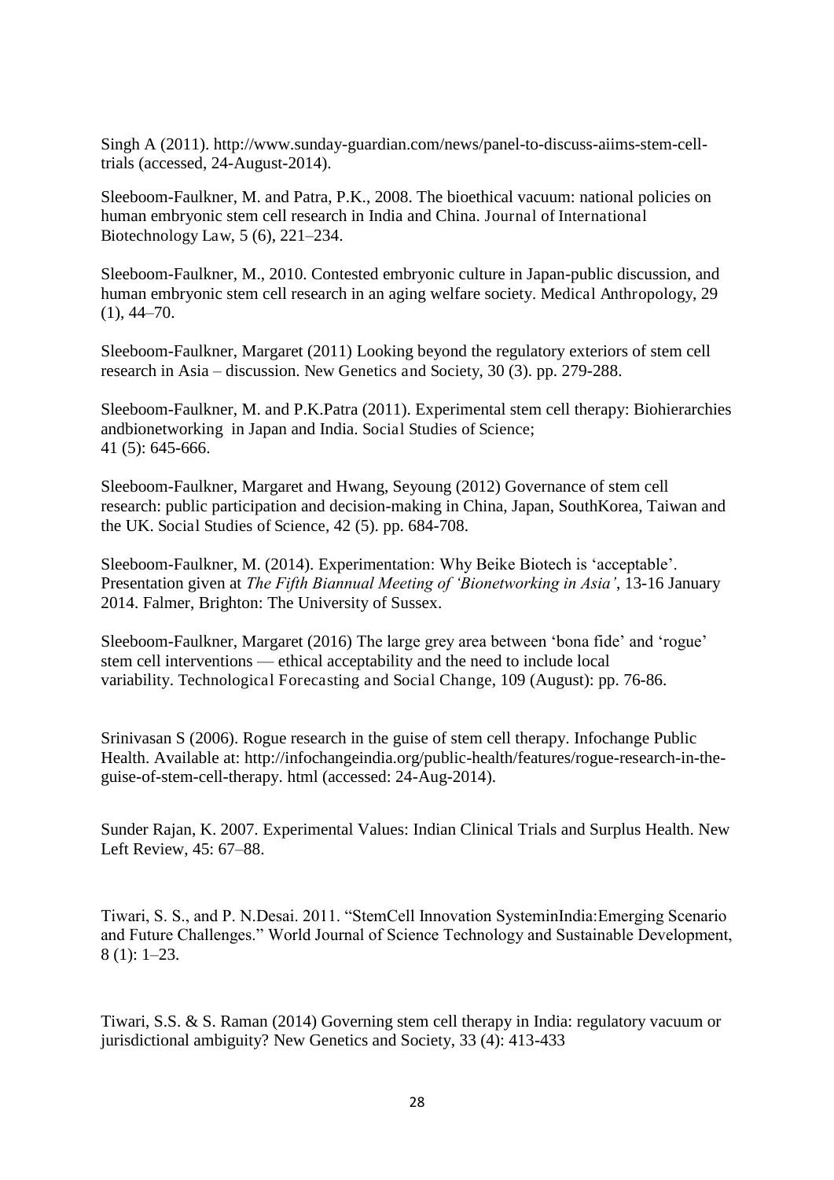Singh A (2011). http://www.sunday-guardian.com/news/panel-to-discuss-aiims-stem-cell-trials (accessed, 24-August-2014).

Sleeboom-Faulkner, M. and Patra, P.K., 2008. The bioethical vacuum: national policies on human embryonic stem cell research in India and China. Journal of International Biotechnology Law, 5 (6), 221–234.

Sleeboom-Faulkner, M., 2010. Contested embryonic culture in Japan-public discussion, and human embryonic stem cell research in an aging welfare society. Medical Anthropology, 29 (1), 44–70.

Sleeboom-Faulkner, Margaret (2011) Looking beyond the regulatory exteriors of stem cell research in Asia – discussion. New Genetics and Society, 30 (3). pp. 279-288.

Sleeboom-Faulkner, M. and P.K.Patra (2011). Experimental stem cell therapy: Biohierarchies andbionetworking in Japan and India. Social Studies of Science; 41 (5): 645-666.

Sleeboom-Faulkner, Margaret and Hwang, Seyoung (2012) Governance of stem cell research: public participation and decision-making in China, Japan, SouthKorea, Taiwan and the UK. Social Studies of Science, 42 (5). pp. 684-708.

Sleeboom-Faulkner, M. (2014). Experimentation: Why Beike Biotech is 'acceptable'. Presentation given at *The Fifth Biannual Meeting of 'Bionetworking in Asia'*, 13-16 January 2014. Falmer, Brighton: The University of Sussex.

Sleeboom-Faulkner, Margaret (2016) The large grey area between 'bona fide' and 'rogue' stem cell interventions — ethical acceptability and the need to include local variability. Technological Forecasting and Social Change, 109 (August): pp. 76-86.

Srinivasan S (2006). Rogue research in the guise of stem cell therapy. Infochange Public Health. Available at: http://infochangeindia.org/public-health/features/rogue-research-in-the-guise-of-stem-cell-therapy. html (accessed: 24-Aug-2014).

Sunder Rajan, K. 2007. Experimental Values: Indian Clinical Trials and Surplus Health. New Left Review, 45: 67–88.

Tiwari, S. S., and P. N.Desai. 2011. "StemCell Innovation SysteminIndia:Emerging Scenario and Future Challenges." World Journal of Science Technology and Sustainable Development, 8 (1): 1–23.

Tiwari, S.S. & S. Raman (2014) Governing stem cell therapy in India: regulatory vacuum or jurisdictional ambiguity? New Genetics and Society, 33 (4): 413-433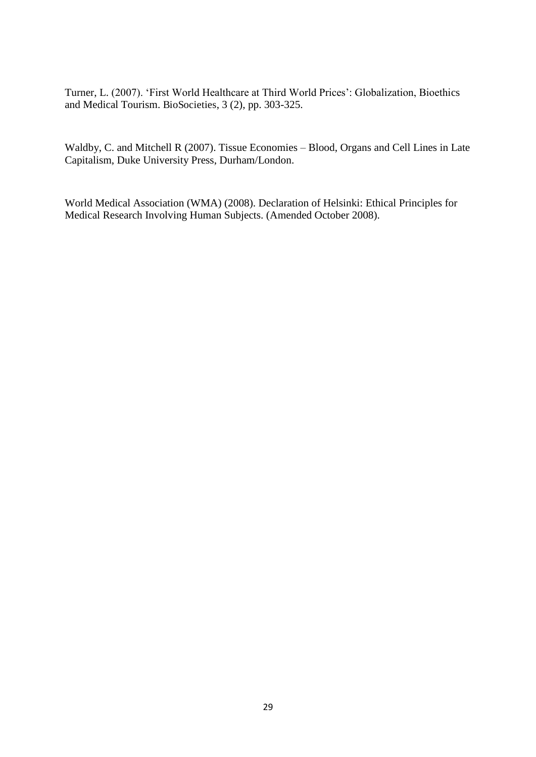Turner, L. (2007). 'First World Healthcare at Third World Prices': Globalization, Bioethics and Medical Tourism. BioSocieties, 3 (2), pp. 303-325.

Waldby, C. and Mitchell R (2007). Tissue Economies – Blood, Organs and Cell Lines in Late Capitalism, Duke University Press, Durham/London.

World Medical Association (WMA) (2008). Declaration of Helsinki: Ethical Principles for Medical Research Involving Human Subjects. (Amended October 2008).